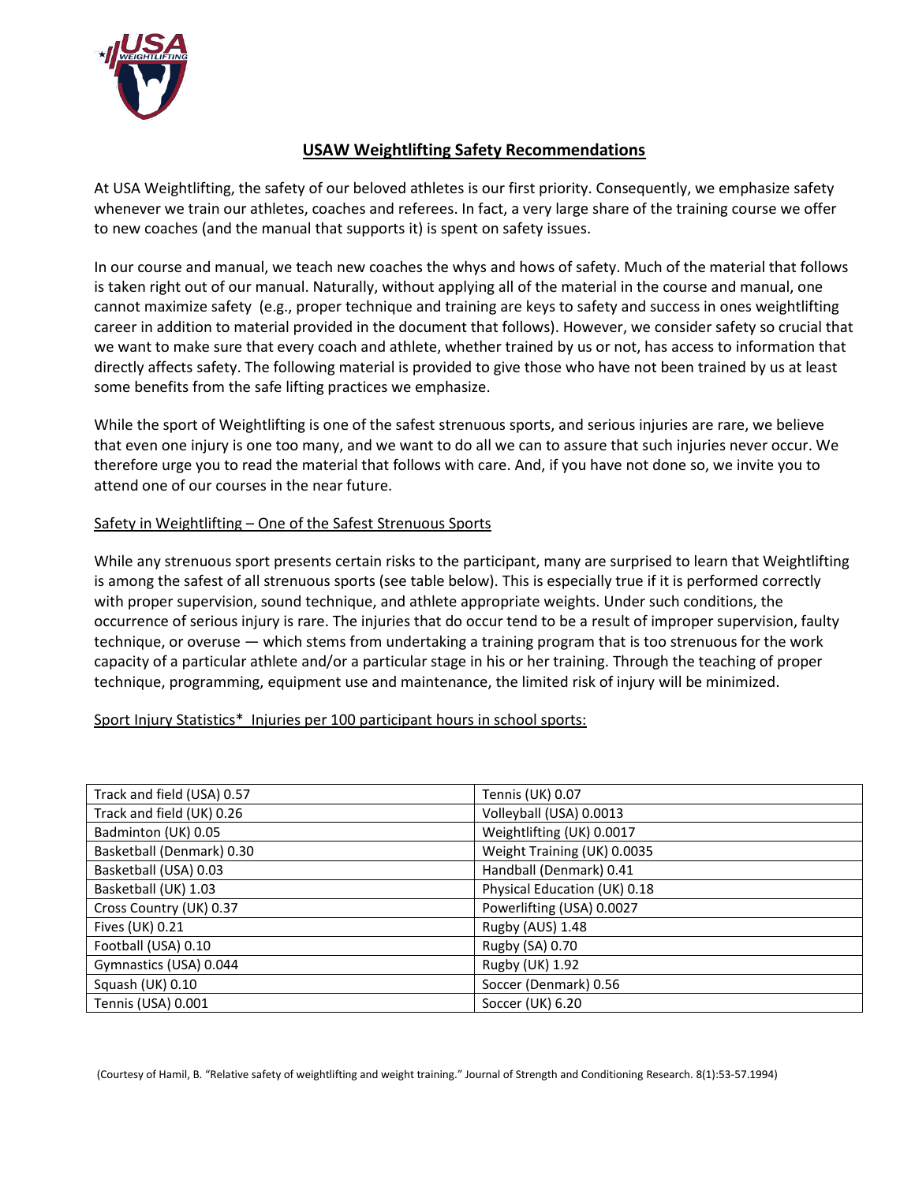# USAW Weightlifting Safety Recommendations

At USA Weightlifting, the safety of our beloved athletes is our first priority. Consequently, we emphasize safety whenever we train our athletes, coaches and referees. In fact, a very large share of the training course we offer to new coaches (and the manual that supports it) is spent on safety issues.

In our course and manual, we teach new coaches the whys and hows of safety. Much of the material that follows is taken right out of our manual. Naturally, without applying all of the material in the course and manual, one cannot maximize safety (e.g., proper technique and training are keys to safety and success in ones weightlifting career in addition to material provided in the document that follows). However, we consider safety so crucial that we want to make sure that every coach and athlete, whether trained by us or not, has access to information that directly affects safety. The following material is provided to give those who have not been trained by us at least some benefits from the safe lifting practices we emphasize.

While the sport of Weightlifting is one of the safest strenuous sports, and serious injuries are rare, we believe that even one injury is one too many, and we want to do all we can to assure that such injuries never occur. We therefore urge you to read the material that follows with care. And, if you have not done so, we invite you to attend one of our courses in the near future.

## Safety in Weightlifting – One of the Safest Strenuous Sports

While any strenuous sport presents certain risks to the participant, many are surprised to learn that Weightlifting is among the safest of all strenuous sports (see table below). This is especially true if it is performed correctly with proper supervision, sound technique, and athlete appropriate weights. Under such conditions, the occurrence of serious injury is rare. The injuries that do occur tend to be a result of improper supervision, faulty technique, or overuse — which stems from undertaking a training program that is too strenuous for the work capacity of a particular athlete and/or a particular stage in his or her training. Through the teaching of proper technique, programming, equipment use and maintenance, the limited risk of injury will be minimized.

Sport Injury Statistics* Injuries per 100 participant hours in school sports:

| | |
|---|---|
| Track and field (USA) 0.57 | Tennis (UK) 0.07 |
| Track and field (UK) 0.26 | Volleyball (USA) 0.0013 |
| Badminton (UK) 0.05 | Weightlifting (UK) 0.0017 |
| Basketball (Denmark) 0.30 | Weight Training (UK) 0.0035 |
| Basketball (USA) 0.03 | Handball (Denmark) 0.41 |
| Basketball (UK) 1.03 | Physical Education (UK) 0.18 |
| Cross Country (UK) 0.37 | Powerlifting (USA) 0.0027 |
| Fives (UK) 0.21 | Rugby (AUS) 1.48 |
| Football (USA) 0.10 | Rugby (SA) 0.70 |
| Gymnastics (USA) 0.044 | Rugby (UK) 1.92 |
| Squash (UK) 0.10 | Soccer (Denmark) 0.56 |
| Tennis (USA) 0.001 | Soccer (UK) 6.20 |

(Courtesy of Hamil, B. "Relative safety of weightlifting and weight training." Journal of Strength and Conditioning Research. 8(1):53-57.1994)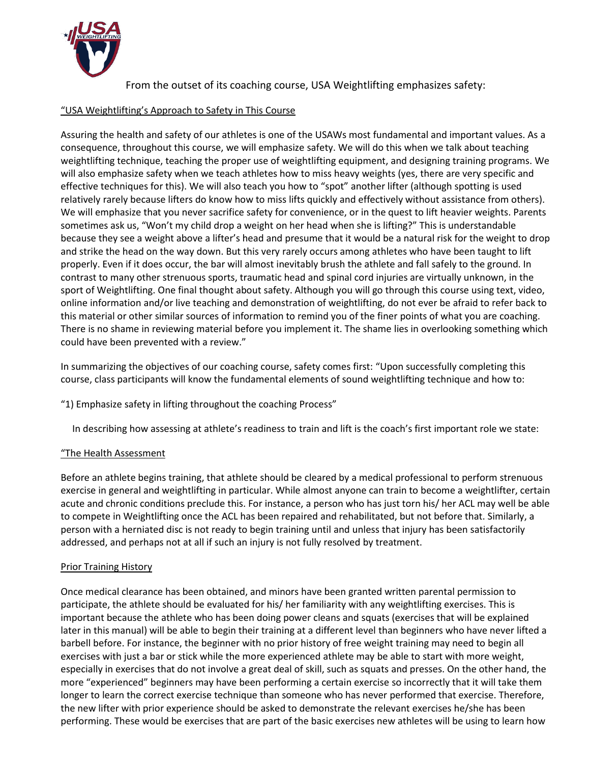From the outset of its coaching course, USA Weightlifting emphasizes safety:

“USA Weightlifting’s Approach to Safety in This Course

Assuring the health and safety of our athletes is one of the USAWs most fundamental and important values. As a consequence, throughout this course, we will emphasize safety. We will do this when we talk about teaching weightlifting technique, teaching the proper use of weightlifting equipment, and designing training programs. We will also emphasize safety when we teach athletes how to miss heavy weights (yes, there are very specific and effective techniques for this). We will also teach you how to “spot” another lifter (although spotting is used relatively rarely because lifters do know how to miss lifts quickly and effectively without assistance from others). We will emphasize that you never sacrifice safety for convenience, or in the quest to lift heavier weights. Parents sometimes ask us, “Won’t my child drop a weight on her head when she is lifting?” This is understandable because they see a weight above a lifter’s head and presume that it would be a natural risk for the weight to drop and strike the head on the way down. But this very rarely occurs among athletes who have been taught to lift properly. Even if it does occur, the bar will almost inevitably brush the athlete and fall safely to the ground. In contrast to many other strenuous sports, traumatic head and spinal cord injuries are virtually unknown, in the sport of Weightlifting. One final thought about safety. Although you will go through this course using text, video, online information and/or live teaching and demonstration of weightlifting, do not ever be afraid to refer back to this material or other similar sources of information to remind you of the finer points of what you are coaching. There is no shame in reviewing material before you implement it. The shame lies in overlooking something which could have been prevented with a review.”

In summarizing the objectives of our coaching course, safety comes first: “Upon successfully completing this course, class participants will know the fundamental elements of sound weightlifting technique and how to:

“1) Emphasize safety in lifting throughout the coaching Process”

In describing how assessing at athlete’s readiness to train and lift is the coach’s first important role we state:

“The Health Assessment

Before an athlete begins training, that athlete should be cleared by a medical professional to perform strenuous exercise in general and weightlifting in particular. While almost anyone can train to become a weightlifter, certain acute and chronic conditions preclude this. For instance, a person who has just torn his/ her ACL may well be able to compete in Weightlifting once the ACL has been repaired and rehabilitated, but not before that. Similarly, a person with a herniated disc is not ready to begin training until and unless that injury has been satisfactorily addressed, and perhaps not at all if such an injury is not fully resolved by treatment.

Prior Training History

Once medical clearance has been obtained, and minors have been granted written parental permission to participate, the athlete should be evaluated for his/ her familiarity with any weightlifting exercises. This is important because the athlete who has been doing power cleans and squats (exercises that will be explained later in this manual) will be able to begin their training at a different level than beginners who have never lifted a barbell before. For instance, the beginner with no prior history of free weight training may need to begin all exercises with just a bar or stick while the more experienced athlete may be able to start with more weight, especially in exercises that do not involve a great deal of skill, such as squats and presses. On the other hand, the more “experienced” beginners may have been performing a certain exercise so incorrectly that it will take them longer to learn the correct exercise technique than someone who has never performed that exercise. Therefore, the new lifter with prior experience should be asked to demonstrate the relevant exercises he/she has been performing. These would be exercises that are part of the basic exercises new athletes will be using to learn how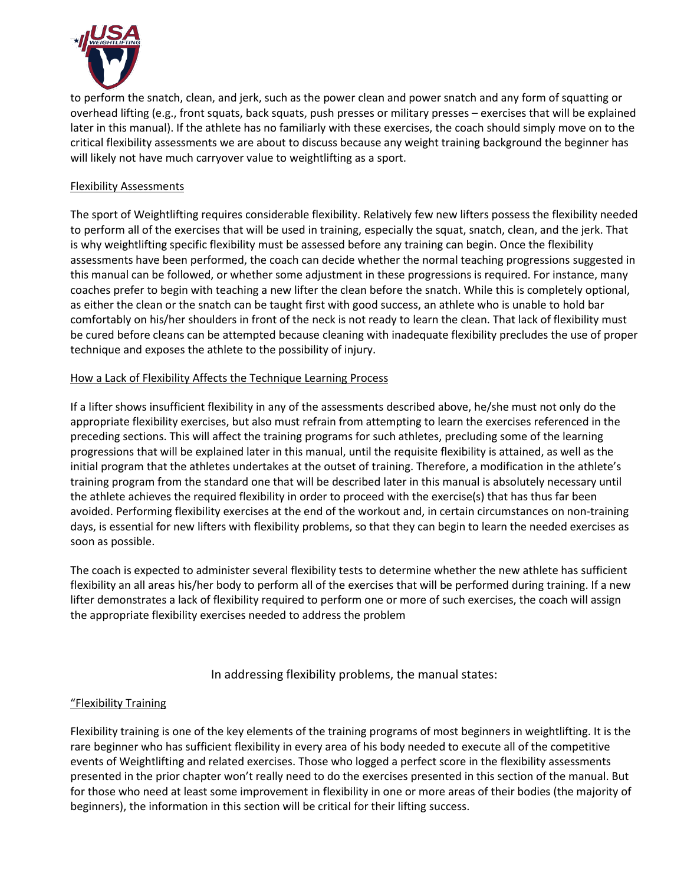to perform the snatch, clean, and jerk, such as the power clean and power snatch and any form of squatting or overhead lifting (e.g., front squats, back squats, push presses or military presses – exercises that will be explained later in this manual). If the athlete has no familiarly with these exercises, the coach should simply move on to the critical flexibility assessments we are about to discuss because any weight training background the beginner has will likely not have much carryover value to weightlifting as a sport.

Flexibility Assessments

The sport of Weightlifting requires considerable flexibility. Relatively few new lifters possess the flexibility needed to perform all of the exercises that will be used in training, especially the squat, snatch, clean, and the jerk. That is why weightlifting specific flexibility must be assessed before any training can begin. Once the flexibility assessments have been performed, the coach can decide whether the normal teaching progressions suggested in this manual can be followed, or whether some adjustment in these progressions is required. For instance, many coaches prefer to begin with teaching a new lifter the clean before the snatch. While this is completely optional, as either the clean or the snatch can be taught first with good success, an athlete who is unable to hold bar comfortably on his/her shoulders in front of the neck is not ready to learn the clean. That lack of flexibility must be cured before cleans can be attempted because cleaning with inadequate flexibility precludes the use of proper technique and exposes the athlete to the possibility of injury.

How a Lack of Flexibility Affects the Technique Learning Process

If a lifter shows insufficient flexibility in any of the assessments described above, he/she must not only do the appropriate flexibility exercises, but also must refrain from attempting to learn the exercises referenced in the preceding sections. This will affect the training programs for such athletes, precluding some of the learning progressions that will be explained later in this manual, until the requisite flexibility is attained, as well as the initial program that the athletes undertakes at the outset of training. Therefore, a modification in the athlete's training program from the standard one that will be described later in this manual is absolutely necessary until the athlete achieves the required flexibility in order to proceed with the exercise(s) that has thus far been avoided. Performing flexibility exercises at the end of the workout and, in certain circumstances on non-training days, is essential for new lifters with flexibility problems, so that they can begin to learn the needed exercises as soon as possible.

The coach is expected to administer several flexibility tests to determine whether the new athlete has sufficient flexibility an all areas his/her body to perform all of the exercises that will be performed during training. If a new lifter demonstrates a lack of flexibility required to perform one or more of such exercises, the coach will assign the appropriate flexibility exercises needed to address the problem

In addressing flexibility problems, the manual states:

"Flexibility Training

Flexibility training is one of the key elements of the training programs of most beginners in weightlifting. It is the rare beginner who has sufficient flexibility in every area of his body needed to execute all of the competitive events of Weightlifting and related exercises. Those who logged a perfect score in the flexibility assessments presented in the prior chapter won't really need to do the exercises presented in this section of the manual. But for those who need at least some improvement in flexibility in one or more areas of their bodies (the majority of beginners), the information in this section will be critical for their lifting success.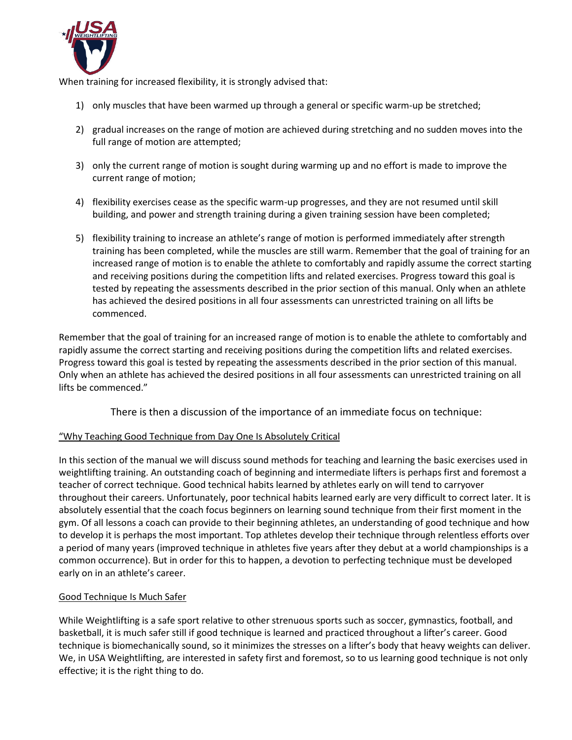When training for increased flexibility, it is strongly advised that:

1) only muscles that have been warmed up through a general or specific warm-up be stretched;

2) gradual increases on the range of motion are achieved during stretching and no sudden moves into the full range of motion are attempted;

3) only the current range of motion is sought during warming up and no effort is made to improve the current range of motion;

4) flexibility exercises cease as the specific warm-up progresses, and they are not resumed until skill building, and power and strength training during a given training session have been completed;

5) flexibility training to increase an athlete's range of motion is performed immediately after strength training has been completed, while the muscles are still warm. Remember that the goal of training for an increased range of motion is to enable the athlete to comfortably and rapidly assume the correct starting and receiving positions during the competition lifts and related exercises. Progress toward this goal is tested by repeating the assessments described in the prior section of this manual. Only when an athlete has achieved the desired positions in all four assessments can unrestricted training on all lifts be commenced.

Remember that the goal of training for an increased range of motion is to enable the athlete to comfortably and rapidly assume the correct starting and receiving positions during the competition lifts and related exercises. Progress toward this goal is tested by repeating the assessments described in the prior section of this manual. Only when an athlete has achieved the desired positions in all four assessments can unrestricted training on all lifts be commenced."

There is then a discussion of the importance of an immediate focus on technique:

"Why Teaching Good Technique from Day One Is Absolutely Critical

In this section of the manual we will discuss sound methods for teaching and learning the basic exercises used in weightlifting training. An outstanding coach of beginning and intermediate lifters is perhaps first and foremost a teacher of correct technique. Good technical habits learned by athletes early on will tend to carryover throughout their careers. Unfortunately, poor technical habits learned early are very difficult to correct later. It is absolutely essential that the coach focus beginners on learning sound technique from their first moment in the gym. Of all lessons a coach can provide to their beginning athletes, an understanding of good technique and how to develop it is perhaps the most important. Top athletes develop their technique through relentless efforts over a period of many years (improved technique in athletes five years after they debut at a world championships is a common occurrence). But in order for this to happen, a devotion to perfecting technique must be developed early on in an athlete's career.

Good Technique Is Much Safer

While Weightlifting is a safe sport relative to other strenuous sports such as soccer, gymnastics, football, and basketball, it is much safer still if good technique is learned and practiced throughout a lifter's career. Good technique is biomechanically sound, so it minimizes the stresses on a lifter's body that heavy weights can deliver. We, in USA Weightlifting, are interested in safety first and foremost, so to us learning good technique is not only effective; it is the right thing to do.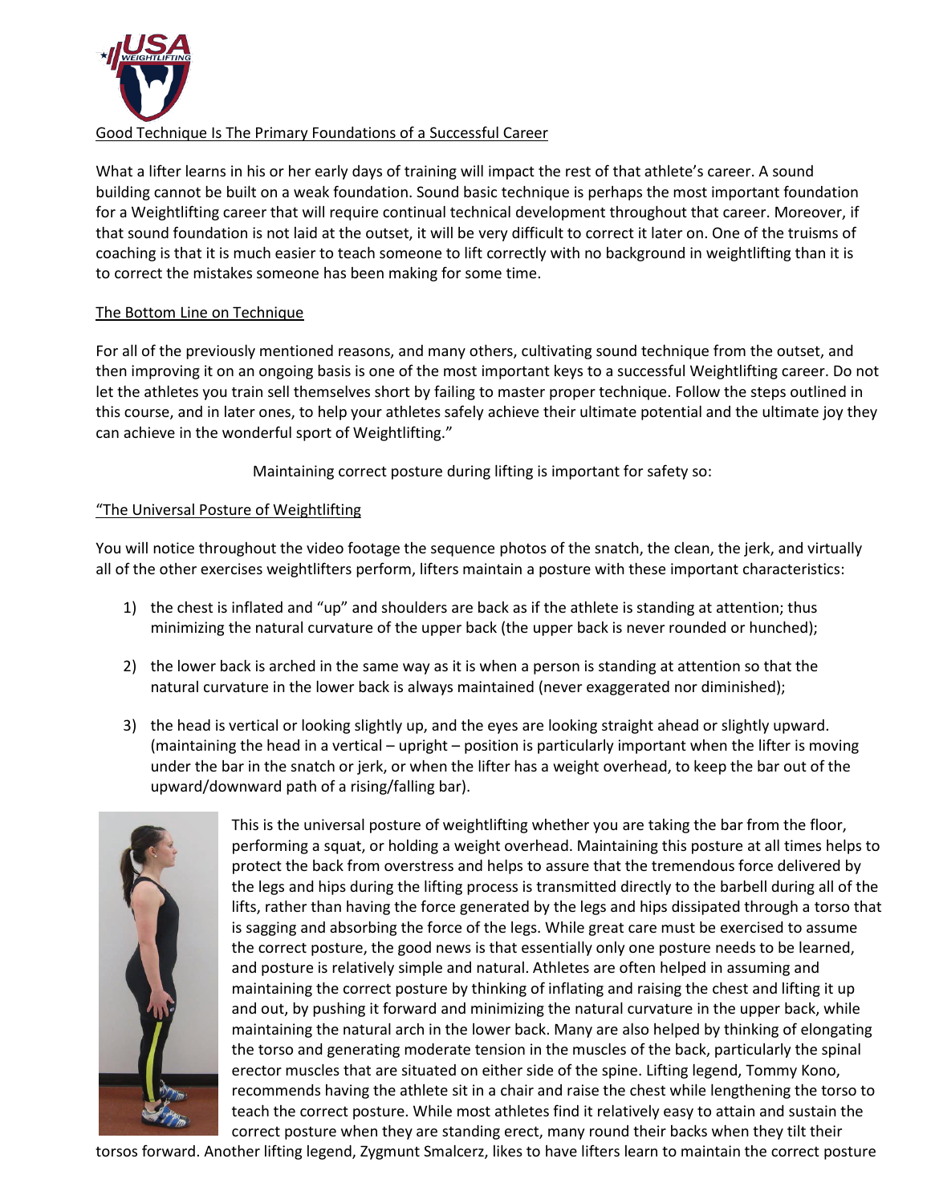Good Technique Is The Primary Foundations of a Successful Career

What a lifter learns in his or her early days of training will impact the rest of that athlete's career. A sound building cannot be built on a weak foundation. Sound basic technique is perhaps the most important foundation for a Weightlifting career that will require continual technical development throughout that career. Moreover, if that sound foundation is not laid at the outset, it will be very difficult to correct it later on. One of the truisms of coaching is that it is much easier to teach someone to lift correctly with no background in weightlifting than it is to correct the mistakes someone has been making for some time.

The Bottom Line on Technique

For all of the previously mentioned reasons, and many others, cultivating sound technique from the outset, and then improving it on an ongoing basis is one of the most important keys to a successful Weightlifting career. Do not let the athletes you train sell themselves short by failing to master proper technique. Follow the steps outlined in this course, and in later ones, to help your athletes safely achieve their ultimate potential and the ultimate joy they can achieve in the wonderful sport of Weightlifting."

Maintaining correct posture during lifting is important for safety so:

"The Universal Posture of Weightlifting

You will notice throughout the video footage the sequence photos of the snatch, the clean, the jerk, and virtually all of the other exercises weightlifters perform, lifters maintain a posture with these important characteristics:

1) the chest is inflated and "up" and shoulders are back as if the athlete is standing at attention; thus minimizing the natural curvature of the upper back (the upper back is never rounded or hunched);

2) the lower back is arched in the same way as it is when a person is standing at attention so that the natural curvature in the lower back is always maintained (never exaggerated nor diminished);

3) the head is vertical or looking slightly up, and the eyes are looking straight ahead or slightly upward. (maintaining the head in a vertical – upright – position is particularly important when the lifter is moving under the bar in the snatch or jerk, or when the lifter has a weight overhead, to keep the bar out of the upward/downward path of a rising/falling bar).

This is the universal posture of weightlifting whether you are taking the bar from the floor, performing a squat, or holding a weight overhead. Maintaining this posture at all times helps to protect the back from overstress and helps to assure that the tremendous force delivered by the legs and hips during the lifting process is transmitted directly to the barbell during all of the lifts, rather than having the force generated by the legs and hips dissipated through a torso that is sagging and absorbing the force of the legs. While great care must be exercised to assume the correct posture, the good news is that essentially only one posture needs to be learned, and posture is relatively simple and natural. Athletes are often helped in assuming and maintaining the correct posture by thinking of inflating and raising the chest and lifting it up and out, by pushing it forward and minimizing the natural curvature in the upper back, while maintaining the natural arch in the lower back. Many are also helped by thinking of elongating the torso and generating moderate tension in the muscles of the back, particularly the spinal erector muscles that are situated on either side of the spine. Lifting legend, Tommy Kono, recommends having the athlete sit in a chair and raise the chest while lengthening the torso to teach the correct posture. While most athletes find it relatively easy to attain and sustain the correct posture when they are standing erect, many round their backs when they tilt their torsos forward. Another lifting legend, Zygmunt Smalcerz, likes to have lifters learn to maintain the correct posture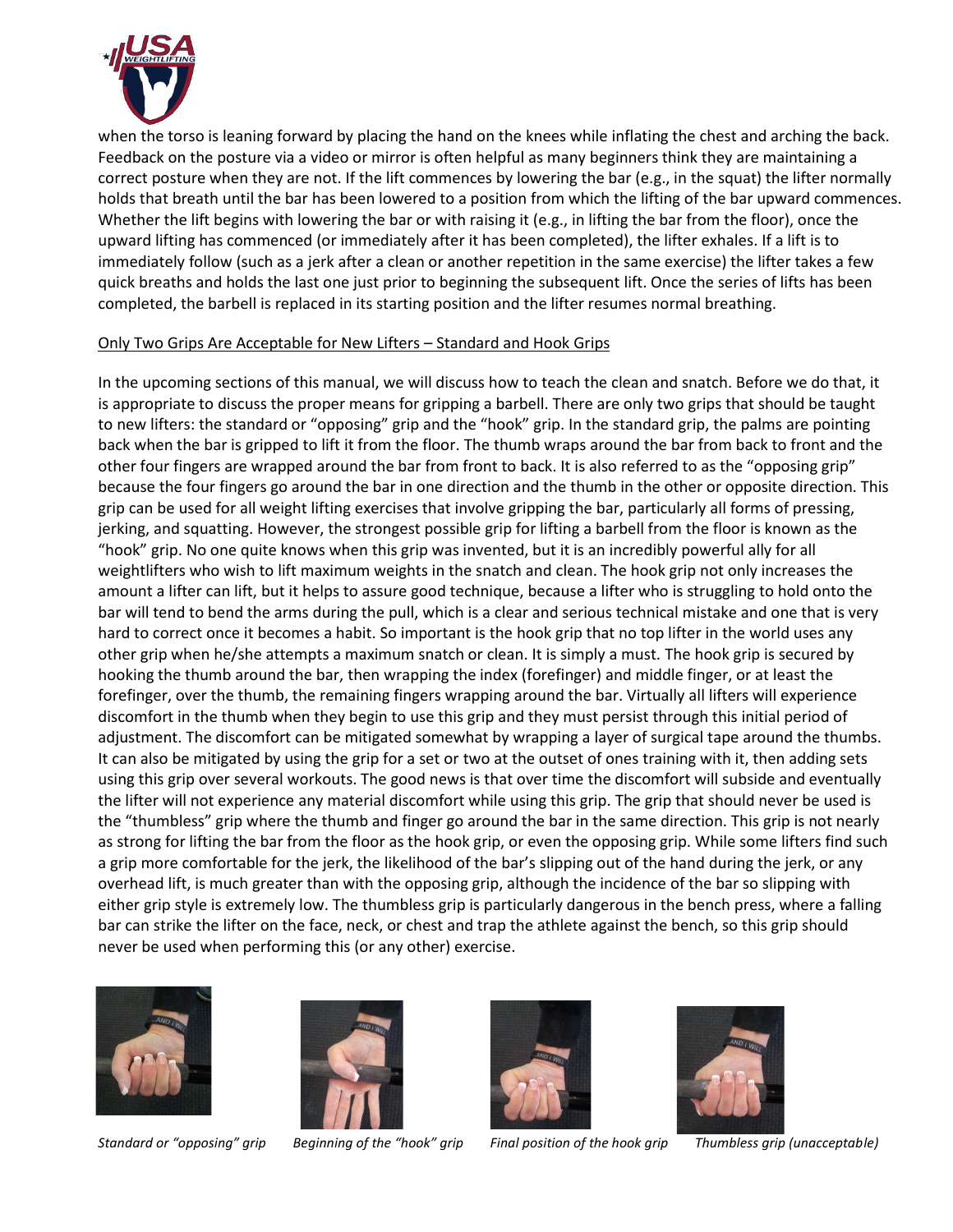when the torso is leaning forward by placing the hand on the knees while inflating the chest and arching the back. Feedback on the posture via a video or mirror is often helpful as many beginners think they are maintaining a correct posture when they are not. If the lift commences by lowering the bar (e.g., in the squat) the lifter normally holds that breath until the bar has been lowered to a position from which the lifting of the bar upward commences. Whether the lift begins with lowering the bar or with raising it (e.g., in lifting the bar from the floor), once the upward lifting has commenced (or immediately after it has been completed), the lifter exhales. If a lift is to immediately follow (such as a jerk after a clean or another repetition in the same exercise) the lifter takes a few quick breaths and holds the last one just prior to beginning the subsequent lift. Once the series of lifts has been completed, the barbell is replaced in its starting position and the lifter resumes normal breathing.

## Only Two Grips Are Acceptable for New Lifters – Standard and Hook Grips

In the upcoming sections of this manual, we will discuss how to teach the clean and snatch. Before we do that, it is appropriate to discuss the proper means for gripping a barbell. There are only two grips that should be taught to new lifters: the standard or "opposing" grip and the "hook" grip. In the standard grip, the palms are pointing back when the bar is gripped to lift it from the floor. The thumb wraps around the bar from back to front and the other four fingers are wrapped around the bar from front to back. It is also referred to as the "opposing grip" because the four fingers go around the bar in one direction and the thumb in the other or opposite direction. This grip can be used for all weight lifting exercises that involve gripping the bar, particularly all forms of pressing, jerking, and squatting. However, the strongest possible grip for lifting a barbell from the floor is known as the "hook" grip. No one quite knows when this grip was invented, but it is an incredibly powerful ally for all weightlifters who wish to lift maximum weights in the snatch and clean. The hook grip not only increases the amount a lifter can lift, but it helps to assure good technique, because a lifter who is struggling to hold onto the bar will tend to bend the arms during the pull, which is a clear and serious technical mistake and one that is very hard to correct once it becomes a habit. So important is the hook grip that no top lifter in the world uses any other grip when he/she attempts a maximum snatch or clean. It is simply a must. The hook grip is secured by hooking the thumb around the bar, then wrapping the index (forefinger) and middle finger, or at least the forefinger, over the thumb, the remaining fingers wrapping around the bar. Virtually all lifters will experience discomfort in the thumb when they begin to use this grip and they must persist through this initial period of adjustment. The discomfort can be mitigated somewhat by wrapping a layer of surgical tape around the thumbs. It can also be mitigated by using the grip for a set or two at the outset of ones training with it, then adding sets using this grip over several workouts. The good news is that over time the discomfort will subside and eventually the lifter will not experience any material discomfort while using this grip. The grip that should never be used is the "thumbless" grip where the thumb and finger go around the bar in the same direction. This grip is not nearly as strong for lifting the bar from the floor as the hook grip, or even the opposing grip. While some lifters find such a grip more comfortable for the jerk, the likelihood of the bar's slipping out of the hand during the jerk, or any overhead lift, is much greater than with the opposing grip, although the incidence of the bar so slipping with either grip style is extremely low. The thumbless grip is particularly dangerous in the bench press, where a falling bar can strike the lifter on the face, neck, or chest and trap the athlete against the bench, so this grip should never be used when performing this (or any other) exercise.

*Standard or "opposing" grip*

*Beginning of the "hook" grip*

*Final position of the hook grip*

*Thumbless grip (unacceptable)*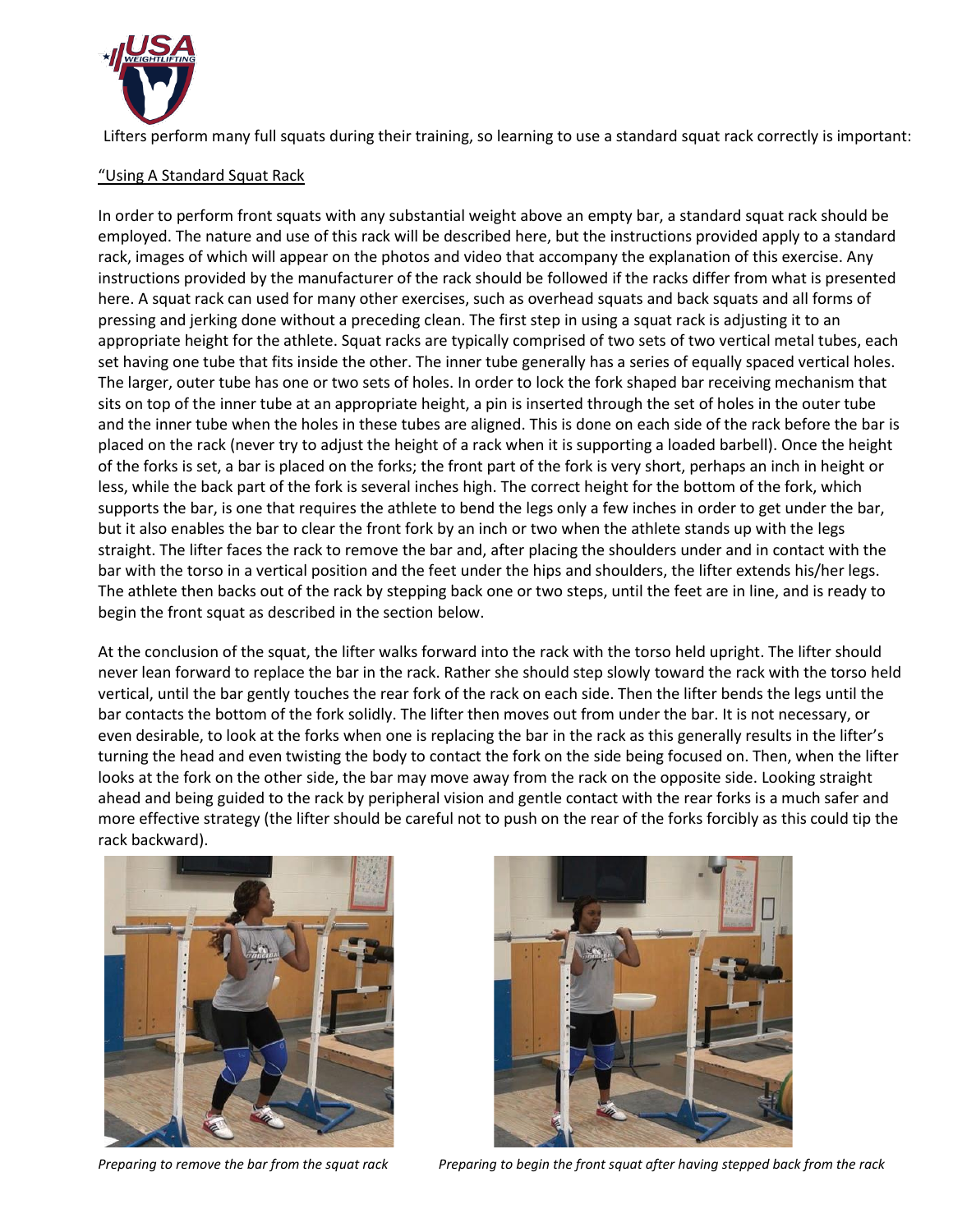Lifters perform many full squats during their training, so learning to use a standard squat rack correctly is important:

"Using A Standard Squat Rack

In order to perform front squats with any substantial weight above an empty bar, a standard squat rack should be employed. The nature and use of this rack will be described here, but the instructions provided apply to a standard rack, images of which will appear on the photos and video that accompany the explanation of this exercise. Any instructions provided by the manufacturer of the rack should be followed if the racks differ from what is presented here. A squat rack can used for many other exercises, such as overhead squats and back squats and all forms of pressing and jerking done without a preceding clean. The first step in using a squat rack is adjusting it to an appropriate height for the athlete. Squat racks are typically comprised of two sets of two vertical metal tubes, each set having one tube that fits inside the other. The inner tube generally has a series of equally spaced vertical holes. The larger, outer tube has one or two sets of holes. In order to lock the fork shaped bar receiving mechanism that sits on top of the inner tube at an appropriate height, a pin is inserted through the set of holes in the outer tube and the inner tube when the holes in these tubes are aligned. This is done on each side of the rack before the bar is placed on the rack (never try to adjust the height of a rack when it is supporting a loaded barbell). Once the height of the forks is set, a bar is placed on the forks; the front part of the fork is very short, perhaps an inch in height or less, while the back part of the fork is several inches high. The correct height for the bottom of the fork, which supports the bar, is one that requires the athlete to bend the legs only a few inches in order to get under the bar, but it also enables the bar to clear the front fork by an inch or two when the athlete stands up with the legs straight. The lifter faces the rack to remove the bar and, after placing the shoulders under and in contact with the bar with the torso in a vertical position and the feet under the hips and shoulders, the lifter extends his/her legs. The athlete then backs out of the rack by stepping back one or two steps, until the feet are in line, and is ready to begin the front squat as described in the section below.

At the conclusion of the squat, the lifter walks forward into the rack with the torso held upright. The lifter should never lean forward to replace the bar in the rack. Rather she should step slowly toward the rack with the torso held vertical, until the bar gently touches the rear fork of the rack on each side. Then the lifter bends the legs until the bar contacts the bottom of the fork solidly. The lifter then moves out from under the bar. It is not necessary, or even desirable, to look at the forks when one is replacing the bar in the rack as this generally results in the lifter's turning the head and even twisting the body to contact the fork on the side being focused on. Then, when the lifter looks at the fork on the other side, the bar may move away from the rack on the opposite side. Looking straight ahead and being guided to the rack by peripheral vision and gentle contact with the rear forks is a much safer and more effective strategy (the lifter should be careful not to push on the rear of the forks forcibly as this could tip the rack backward).

*Preparing to remove the bar from the squat rack*

*Preparing to begin the front squat after having stepped back from the rack*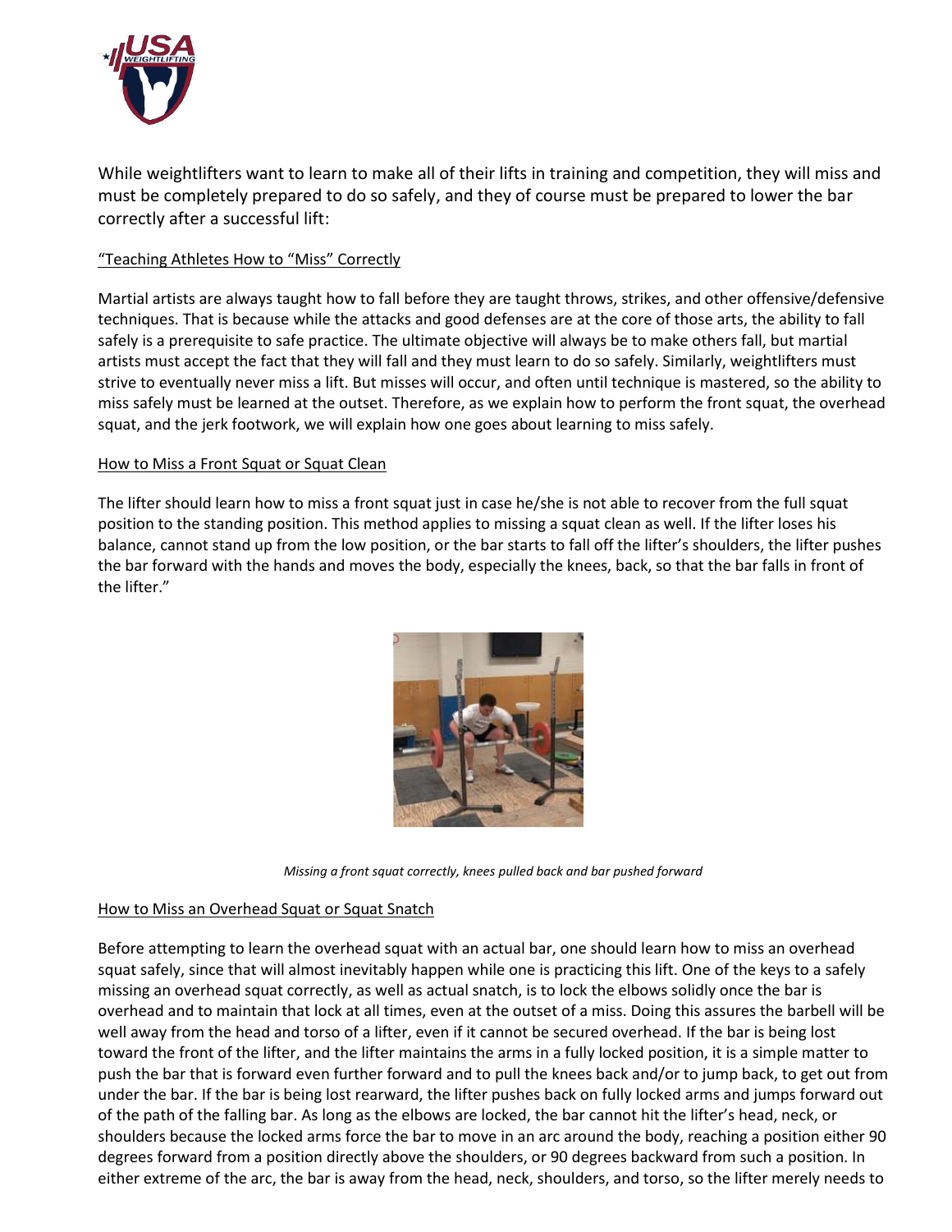While weightlifters want to learn to make all of their lifts in training and competition, they will miss and must be completely prepared to do so safely, and they of course must be prepared to lower the bar correctly after a successful lift:

"Teaching Athletes How to "Miss" Correctly

Martial artists are always taught how to fall before they are taught throws, strikes, and other offensive/defensive techniques. That is because while the attacks and good defenses are at the core of those arts, the ability to fall safely is a prerequisite to safe practice. The ultimate objective will always be to make others fall, but martial artists must accept the fact that they will fall and they must learn to do so safely. Similarly, weightlifters must strive to eventually never miss a lift. But misses will occur, and often until technique is mastered, so the ability to miss safely must be learned at the outset. Therefore, as we explain how to perform the front squat, the overhead squat, and the jerk footwork, we will explain how one goes about learning to miss safely.

How to Miss a Front Squat or Squat Clean

The lifter should learn how to miss a front squat just in case he/she is not able to recover from the full squat position to the standing position. This method applies to missing a squat clean as well. If the lifter loses his balance, cannot stand up from the low position, or the bar starts to fall off the lifter's shoulders, the lifter pushes the bar forward with the hands and moves the body, especially the knees, back, so that the bar falls in front of the lifter."

*Missing a front squat correctly, knees pulled back and bar pushed forward*

How to Miss an Overhead Squat or Squat Snatch

Before attempting to learn the overhead squat with an actual bar, one should learn how to miss an overhead squat safely, since that will almost inevitably happen while one is practicing this lift. One of the keys to a safely missing an overhead squat correctly, as well as actual snatch, is to lock the elbows solidly once the bar is overhead and to maintain that lock at all times, even at the outset of a miss. Doing this assures the barbell will be well away from the head and torso of a lifter, even if it cannot be secured overhead. If the bar is being lost toward the front of the lifter, and the lifter maintains the arms in a fully locked position, it is a simple matter to push the bar that is forward even further forward and to pull the knees back and/or to jump back, to get out from under the bar. If the bar is being lost rearward, the lifter pushes back on fully locked arms and jumps forward out of the path of the falling bar. As long as the elbows are locked, the bar cannot hit the lifter's head, neck, or shoulders because the locked arms force the bar to move in an arc around the body, reaching a position either 90 degrees forward from a position directly above the shoulders, or 90 degrees backward from such a position. In either extreme of the arc, the bar is away from the head, neck, shoulders, and torso, so the lifter merely needs to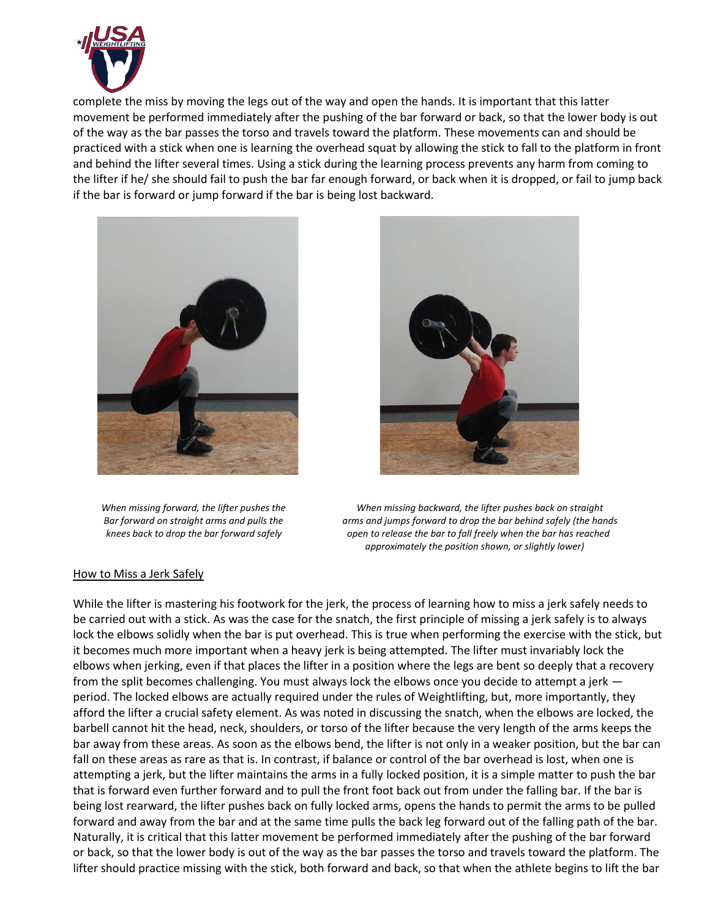complete the miss by moving the legs out of the way and open the hands. It is important that this latter movement be performed immediately after the pushing of the bar forward or back, so that the lower body is out of the way as the bar passes the torso and travels toward the platform. These movements can and should be practiced with a stick when one is learning the overhead squat by allowing the stick to fall to the platform in front and behind the lifter several times. Using a stick during the learning process prevents any harm from coming to the lifter if he/ she should fail to push the bar far enough forward, or back when it is dropped, or fail to jump back if the bar is forward or jump forward if the bar is being lost backward.

*When missing forward, the lifter pushes the Bar forward on straight arms and pulls the knees back to drop the bar forward safely*

*When missing backward, the lifter pushes back on straight arms and jumps forward to drop the bar behind safely (the hands open to release the bar to fall freely when the bar has reached approximately the position shown, or slightly lower)*

How to Miss a Jerk Safely

While the lifter is mastering his footwork for the jerk, the process of learning how to miss a jerk safely needs to be carried out with a stick. As was the case for the snatch, the first principle of missing a jerk safely is to always lock the elbows solidly when the bar is put overhead. This is true when performing the exercise with the stick, but it becomes much more important when a heavy jerk is being attempted. The lifter must invariably lock the elbows when jerking, even if that places the lifter in a position where the legs are bent so deeply that a recovery from the split becomes challenging. You must always lock the elbows once you decide to attempt a jerk — period. The locked elbows are actually required under the rules of Weightlifting, but, more importantly, they afford the lifter a crucial safety element. As was noted in discussing the snatch, when the elbows are locked, the barbell cannot hit the head, neck, shoulders, or torso of the lifter because the very length of the arms keeps the bar away from these areas. As soon as the elbows bend, the lifter is not only in a weaker position, but the bar can fall on these areas as rare as that is. In contrast, if balance or control of the bar overhead is lost, when one is attempting a jerk, but the lifter maintains the arms in a fully locked position, it is a simple matter to push the bar that is forward even further forward and to pull the front foot back out from under the falling bar. If the bar is being lost rearward, the lifter pushes back on fully locked arms, opens the hands to permit the arms to be pulled forward and away from the bar and at the same time pulls the back leg forward out of the falling path of the bar. Naturally, it is critical that this latter movement be performed immediately after the pushing of the bar forward or back, so that the lower body is out of the way as the bar passes the torso and travels toward the platform. The lifter should practice missing with the stick, both forward and back, so that when the athlete begins to lift the bar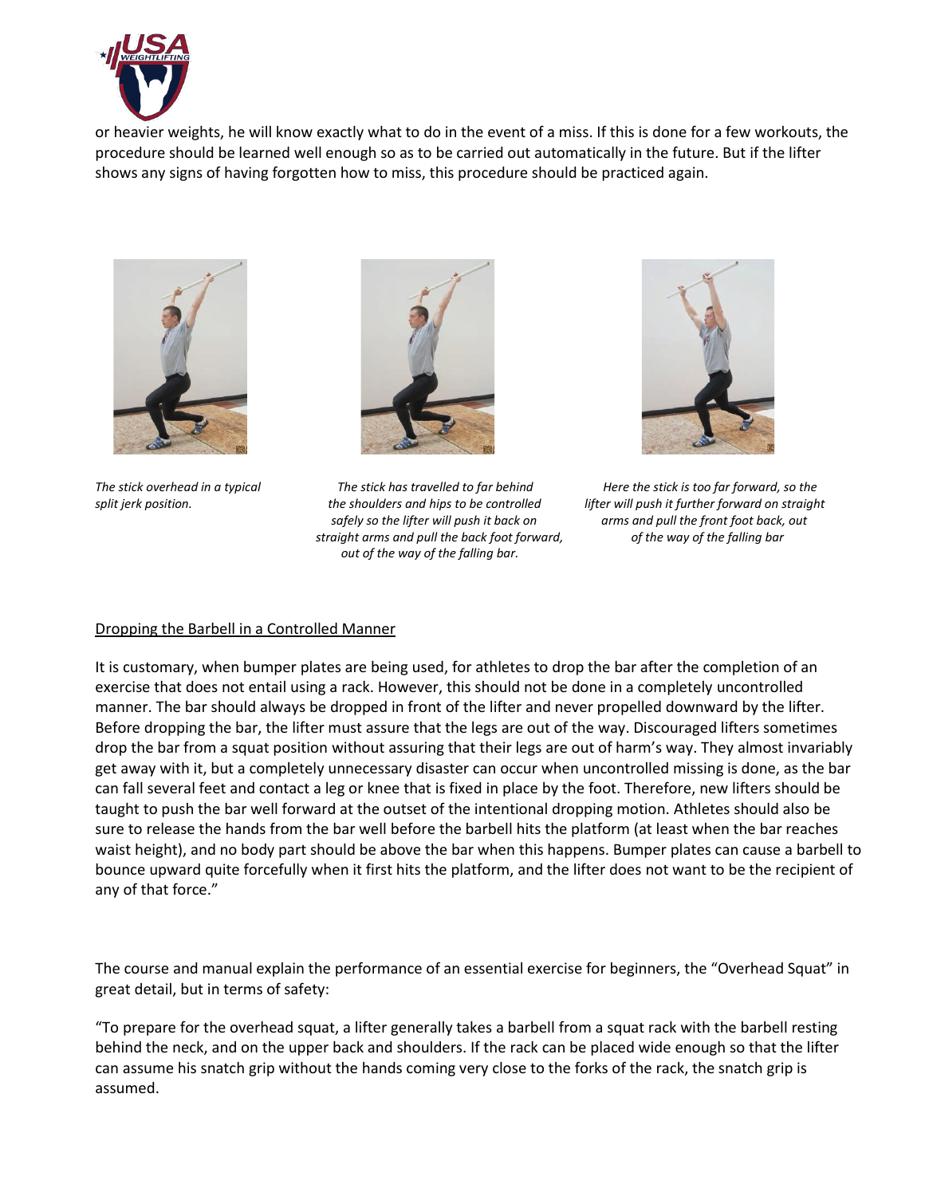or heavier weights, he will know exactly what to do in the event of a miss. If this is done for a few workouts, the procedure should be learned well enough so as to be carried out automatically in the future. But if the lifter shows any signs of having forgotten how to miss, this procedure should be practiced again.

*The stick overhead in a typical split jerk position.*

*The stick has travelled to far behind the shoulders and hips to be controlled safely so the lifter will push it back on straight arms and pull the back foot forward, out of the way of the falling bar.*

*Here the stick is too far forward, so the lifter will push it further forward on straight arms and pull the front foot back, out of the way of the falling bar*

<u>Dropping the Barbell in a Controlled Manner</u>

It is customary, when bumper plates are being used, for athletes to drop the bar after the completion of an exercise that does not entail using a rack. However, this should not be done in a completely uncontrolled manner. The bar should always be dropped in front of the lifter and never propelled downward by the lifter. Before dropping the bar, the lifter must assure that the legs are out of the way. Discouraged lifters sometimes drop the bar from a squat position without assuring that their legs are out of harm's way. They almost invariably get away with it, but a completely unnecessary disaster can occur when uncontrolled missing is done, as the bar can fall several feet and contact a leg or knee that is fixed in place by the foot. Therefore, new lifters should be taught to push the bar well forward at the outset of the intentional dropping motion. Athletes should also be sure to release the hands from the bar well before the barbell hits the platform (at least when the bar reaches waist height), and no body part should be above the bar when this happens. Bumper plates can cause a barbell to bounce upward quite forcefully when it first hits the platform, and the lifter does not want to be the recipient of any of that force."

The course and manual explain the performance of an essential exercise for beginners, the "Overhead Squat" in great detail, but in terms of safety:

"To prepare for the overhead squat, a lifter generally takes a barbell from a squat rack with the barbell resting behind the neck, and on the upper back and shoulders. If the rack can be placed wide enough so that the lifter can assume his snatch grip without the hands coming very close to the forks of the rack, the snatch grip is assumed.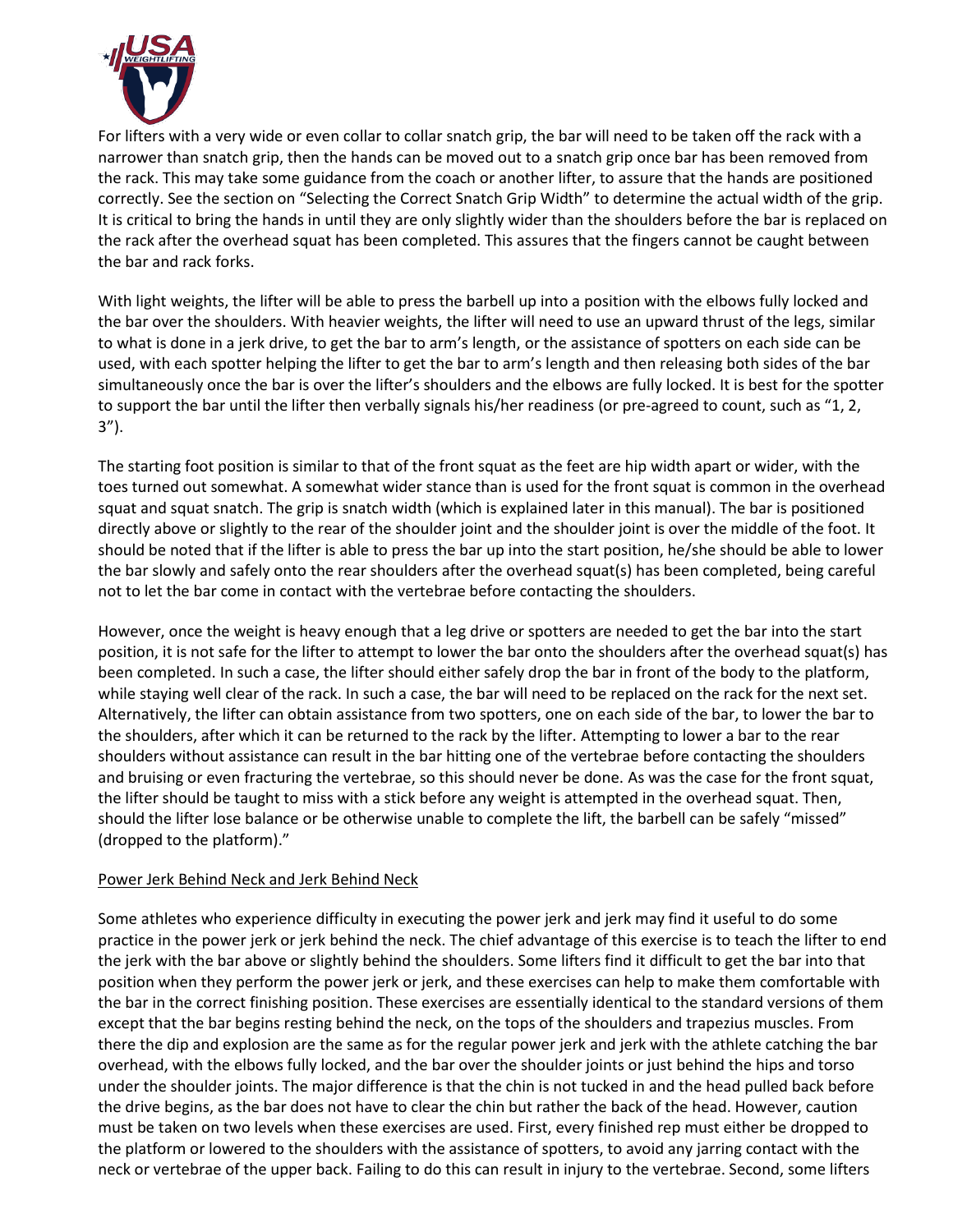For lifters with a very wide or even collar to collar snatch grip, the bar will need to be taken off the rack with a narrower than snatch grip, then the hands can be moved out to a snatch grip once bar has been removed from the rack. This may take some guidance from the coach or another lifter, to assure that the hands are positioned correctly. See the section on "Selecting the Correct Snatch Grip Width" to determine the actual width of the grip. It is critical to bring the hands in until they are only slightly wider than the shoulders before the bar is replaced on the rack after the overhead squat has been completed. This assures that the fingers cannot be caught between the bar and rack forks.

With light weights, the lifter will be able to press the barbell up into a position with the elbows fully locked and the bar over the shoulders. With heavier weights, the lifter will need to use an upward thrust of the legs, similar to what is done in a jerk drive, to get the bar to arm's length, or the assistance of spotters on each side can be used, with each spotter helping the lifter to get the bar to arm's length and then releasing both sides of the bar simultaneously once the bar is over the lifter's shoulders and the elbows are fully locked. It is best for the spotter to support the bar until the lifter then verbally signals his/her readiness (or pre-agreed to count, such as "1, 2, 3").

The starting foot position is similar to that of the front squat as the feet are hip width apart or wider, with the toes turned out somewhat. A somewhat wider stance than is used for the front squat is common in the overhead squat and squat snatch. The grip is snatch width (which is explained later in this manual). The bar is positioned directly above or slightly to the rear of the shoulder joint and the shoulder joint is over the middle of the foot. It should be noted that if the lifter is able to press the bar up into the start position, he/she should be able to lower the bar slowly and safely onto the rear shoulders after the overhead squat(s) has been completed, being careful not to let the bar come in contact with the vertebrae before contacting the shoulders.

However, once the weight is heavy enough that a leg drive or spotters are needed to get the bar into the start position, it is not safe for the lifter to attempt to lower the bar onto the shoulders after the overhead squat(s) has been completed. In such a case, the lifter should either safely drop the bar in front of the body to the platform, while staying well clear of the rack. In such a case, the bar will need to be replaced on the rack for the next set. Alternatively, the lifter can obtain assistance from two spotters, one on each side of the bar, to lower the bar to the shoulders, after which it can be returned to the rack by the lifter. Attempting to lower a bar to the rear shoulders without assistance can result in the bar hitting one of the vertebrae before contacting the shoulders and bruising or even fracturing the vertebrae, so this should never be done. As was the case for the front squat, the lifter should be taught to miss with a stick before any weight is attempted in the overhead squat. Then, should the lifter lose balance or be otherwise unable to complete the lift, the barbell can be safely "missed" (dropped to the platform)."

<u>Power Jerk Behind Neck and Jerk Behind Neck</u>

Some athletes who experience difficulty in executing the power jerk and jerk may find it useful to do some practice in the power jerk or jerk behind the neck. The chief advantage of this exercise is to teach the lifter to end the jerk with the bar above or slightly behind the shoulders. Some lifters find it difficult to get the bar into that position when they perform the power jerk or jerk, and these exercises can help to make them comfortable with the bar in the correct finishing position. These exercises are essentially identical to the standard versions of them except that the bar begins resting behind the neck, on the tops of the shoulders and trapezius muscles. From there the dip and explosion are the same as for the regular power jerk and jerk with the athlete catching the bar overhead, with the elbows fully locked, and the bar over the shoulder joints or just behind the hips and torso under the shoulder joints. The major difference is that the chin is not tucked in and the head pulled back before the drive begins, as the bar does not have to clear the chin but rather the back of the head. However, caution must be taken on two levels when these exercises are used. First, every finished rep must either be dropped to the platform or lowered to the shoulders with the assistance of spotters, to avoid any jarring contact with the neck or vertebrae of the upper back. Failing to do this can result in injury to the vertebrae. Second, some lifters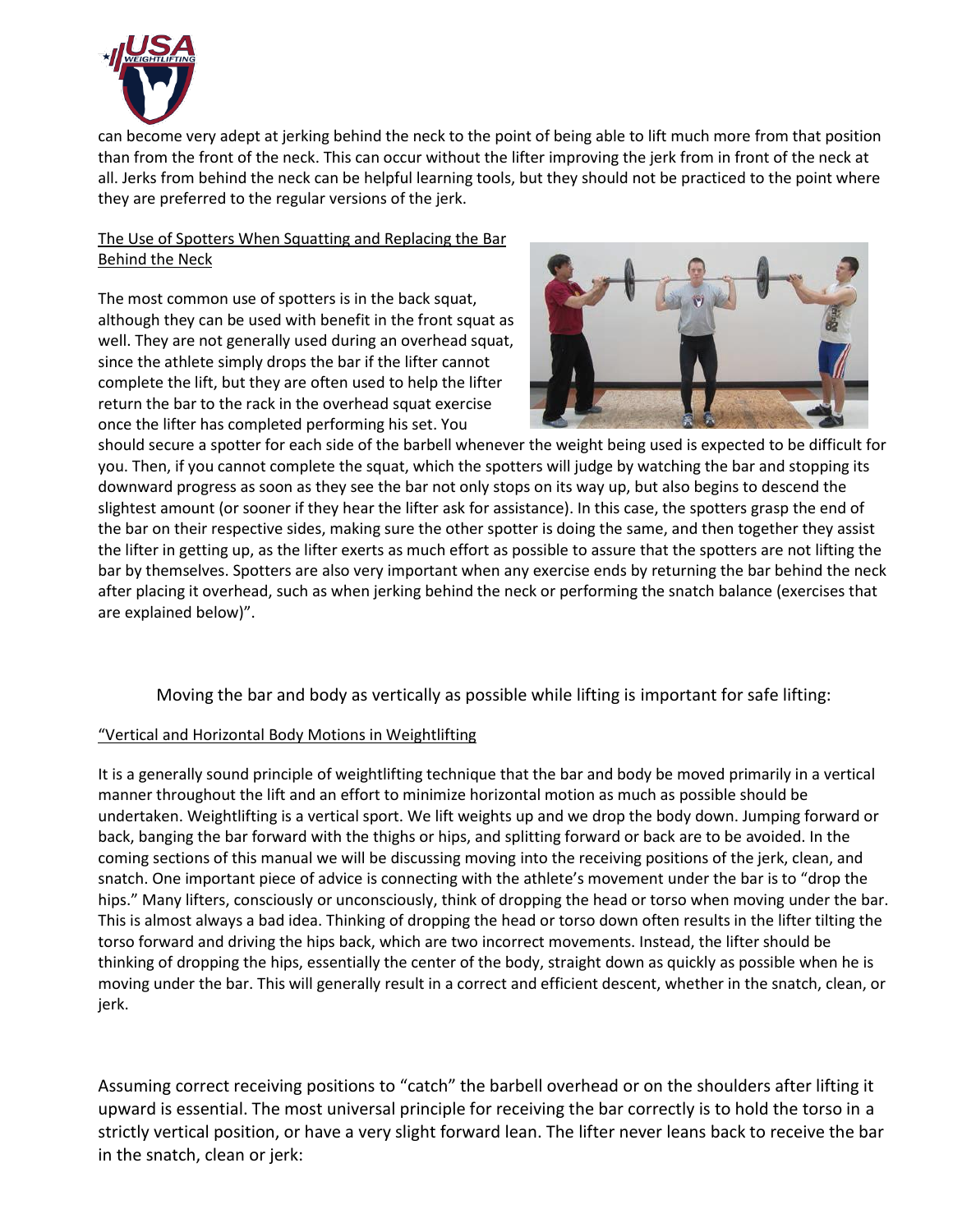can become very adept at jerking behind the neck to the point of being able to lift much more from that position than from the front of the neck. This can occur without the lifter improving the jerk from in front of the neck at all. Jerks from behind the neck can be helpful learning tools, but they should not be practiced to the point where they are preferred to the regular versions of the jerk.

<u>The Use of Spotters When Squatting and Replacing the Bar Behind the Neck</u>

The most common use of spotters is in the back squat, although they can be used with benefit in the front squat as well. They are not generally used during an overhead squat, since the athlete simply drops the bar if the lifter cannot complete the lift, but they are often used to help the lifter return the bar to the rack in the overhead squat exercise once the lifter has completed performing his set. You should secure a spotter for each side of the barbell whenever the weight being used is expected to be difficult for you. Then, if you cannot complete the squat, which the spotters will judge by watching the bar and stopping its downward progress as soon as they see the bar not only stops on its way up, but also begins to descend the slightest amount (or sooner if they hear the lifter ask for assistance). In this case, the spotters grasp the end of the bar on their respective sides, making sure the other spotter is doing the same, and then together they assist the lifter in getting up, as the lifter exerts as much effort as possible to assure that the spotters are not lifting the bar by themselves. Spotters are also very important when any exercise ends by returning the bar behind the neck after placing it overhead, such as when jerking behind the neck or performing the snatch balance (exercises that are explained below)".

Moving the bar and body as vertically as possible while lifting is important for safe lifting:

<u>"Vertical and Horizontal Body Motions in Weightlifting</u>

It is a generally sound principle of weightlifting technique that the bar and body be moved primarily in a vertical manner throughout the lift and an effort to minimize horizontal motion as much as possible should be undertaken. Weightlifting is a vertical sport. We lift weights up and we drop the body down. Jumping forward or back, banging the bar forward with the thighs or hips, and splitting forward or back are to be avoided. In the coming sections of this manual we will be discussing moving into the receiving positions of the jerk, clean, and snatch. One important piece of advice is connecting with the athlete's movement under the bar is to "drop the hips." Many lifters, consciously or unconsciously, think of dropping the head or torso when moving under the bar. This is almost always a bad idea. Thinking of dropping the head or torso down often results in the lifter tilting the torso forward and driving the hips back, which are two incorrect movements. Instead, the lifter should be thinking of dropping the hips, essentially the center of the body, straight down as quickly as possible when he is moving under the bar. This will generally result in a correct and efficient descent, whether in the snatch, clean, or jerk.

Assuming correct receiving positions to "catch" the barbell overhead or on the shoulders after lifting it upward is essential. The most universal principle for receiving the bar correctly is to hold the torso in a strictly vertical position, or have a very slight forward lean. The lifter never leans back to receive the bar in the snatch, clean or jerk: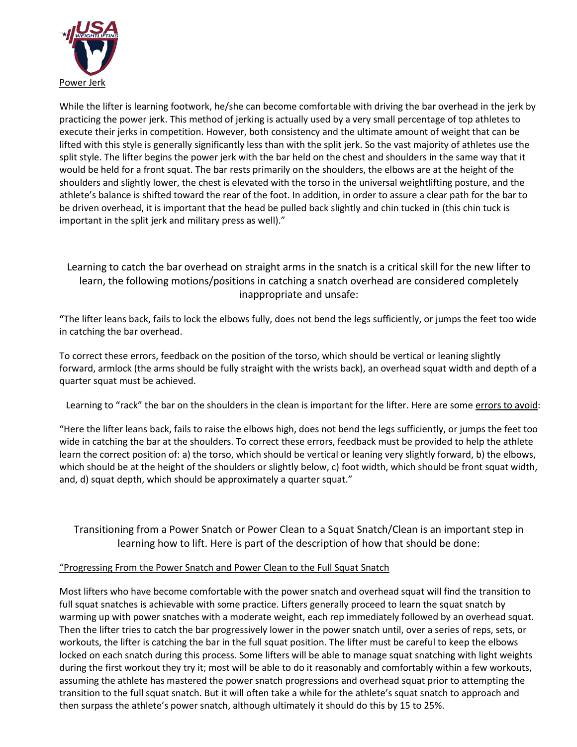Power Jerk

While the lifter is learning footwork, he/she can become comfortable with driving the bar overhead in the jerk by practicing the power jerk. This method of jerking is actually used by a very small percentage of top athletes to execute their jerks in competition. However, both consistency and the ultimate amount of weight that can be lifted with this style is generally significantly less than with the split jerk. So the vast majority of athletes use the split style. The lifter begins the power jerk with the bar held on the chest and shoulders in the same way that it would be held for a front squat. The bar rests primarily on the shoulders, the elbows are at the height of the shoulders and slightly lower, the chest is elevated with the torso in the universal weightlifting posture, and the athlete's balance is shifted toward the rear of the foot. In addition, in order to assure a clear path for the bar to be driven overhead, it is important that the head be pulled back slightly and chin tucked in (this chin tuck is important in the split jerk and military press as well)."

Learning to catch the bar overhead on straight arms in the snatch is a critical skill for the new lifter to learn, the following motions/positions in catching a snatch overhead are considered completely inappropriate and unsafe:

**"**The lifter leans back, fails to lock the elbows fully, does not bend the legs sufficiently, or jumps the feet too wide in catching the bar overhead.

To correct these errors, feedback on the position of the torso, which should be vertical or leaning slightly forward, armlock (the arms should be fully straight with the wrists back), an overhead squat width and depth of a quarter squat must be achieved.

Learning to "rack" the bar on the shoulders in the clean is important for the lifter. Here are some errors to avoid:

"Here the lifter leans back, fails to raise the elbows high, does not bend the legs sufficiently, or jumps the feet too wide in catching the bar at the shoulders. To correct these errors, feedback must be provided to help the athlete learn the correct position of: a) the torso, which should be vertical or leaning very slightly forward, b) the elbows, which should be at the height of the shoulders or slightly below, c) foot width, which should be front squat width, and, d) squat depth, which should be approximately a quarter squat."

Transitioning from a Power Snatch or Power Clean to a Squat Snatch/Clean is an important step in learning how to lift. Here is part of the description of how that should be done:

"Progressing From the Power Snatch and Power Clean to the Full Squat Snatch

Most lifters who have become comfortable with the power snatch and overhead squat will find the transition to full squat snatches is achievable with some practice. Lifters generally proceed to learn the squat snatch by warming up with power snatches with a moderate weight, each rep immediately followed by an overhead squat. Then the lifter tries to catch the bar progressively lower in the power snatch until, over a series of reps, sets, or workouts, the lifter is catching the bar in the full squat position. The lifter must be careful to keep the elbows locked on each snatch during this process. Some lifters will be able to manage squat snatching with light weights during the first workout they try it; most will be able to do it reasonably and comfortably within a few workouts, assuming the athlete has mastered the power snatch progressions and overhead squat prior to attempting the transition to the full squat snatch. But it will often take a while for the athlete's squat snatch to approach and then surpass the athlete's power snatch, although ultimately it should do this by 15 to 25%.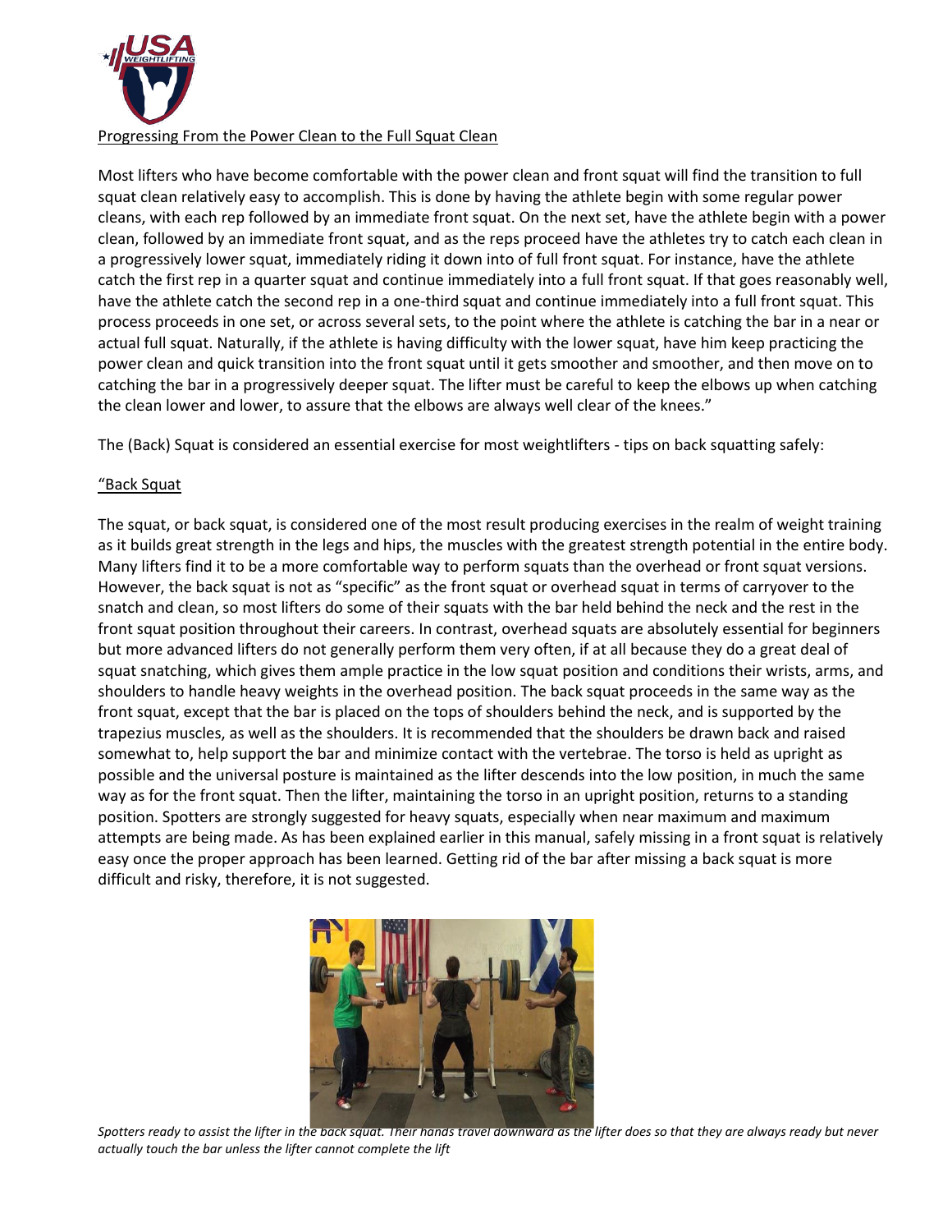Progressing From the Power Clean to the Full Squat Clean

Most lifters who have become comfortable with the power clean and front squat will find the transition to full squat clean relatively easy to accomplish. This is done by having the athlete begin with some regular power cleans, with each rep followed by an immediate front squat. On the next set, have the athlete begin with a power clean, followed by an immediate front squat, and as the reps proceed have the athletes try to catch each clean in a progressively lower squat, immediately riding it down into of full front squat. For instance, have the athlete catch the first rep in a quarter squat and continue immediately into a full front squat. If that goes reasonably well, have the athlete catch the second rep in a one-third squat and continue immediately into a full front squat. This process proceeds in one set, or across several sets, to the point where the athlete is catching the bar in a near or actual full squat. Naturally, if the athlete is having difficulty with the lower squat, have him keep practicing the power clean and quick transition into the front squat until it gets smoother and smoother, and then move on to catching the bar in a progressively deeper squat. The lifter must be careful to keep the elbows up when catching the clean lower and lower, to assure that the elbows are always well clear of the knees."

The (Back) Squat is considered an essential exercise for most weightlifters - tips on back squatting safely:

"Back Squat

The squat, or back squat, is considered one of the most result producing exercises in the realm of weight training as it builds great strength in the legs and hips, the muscles with the greatest strength potential in the entire body. Many lifters find it to be a more comfortable way to perform squats than the overhead or front squat versions. However, the back squat is not as "specific" as the front squat or overhead squat in terms of carryover to the snatch and clean, so most lifters do some of their squats with the bar held behind the neck and the rest in the front squat position throughout their careers. In contrast, overhead squats are absolutely essential for beginners but more advanced lifters do not generally perform them very often, if at all because they do a great deal of squat snatching, which gives them ample practice in the low squat position and conditions their wrists, arms, and shoulders to handle heavy weights in the overhead position. The back squat proceeds in the same way as the front squat, except that the bar is placed on the tops of shoulders behind the neck, and is supported by the trapezius muscles, as well as the shoulders. It is recommended that the shoulders be drawn back and raised somewhat to, help support the bar and minimize contact with the vertebrae. The torso is held as upright as possible and the universal posture is maintained as the lifter descends into the low position, in much the same way as for the front squat. Then the lifter, maintaining the torso in an upright position, returns to a standing position. Spotters are strongly suggested for heavy squats, especially when near maximum and maximum attempts are being made. As has been explained earlier in this manual, safely missing in a front squat is relatively easy once the proper approach has been learned. Getting rid of the bar after missing a back squat is more difficult and risky, therefore, it is not suggested.

*Spotters ready to assist the lifter in the back squat. Their hands travel downward as the lifter does so that they are always ready but never actually touch the bar unless the lifter cannot complete the lift*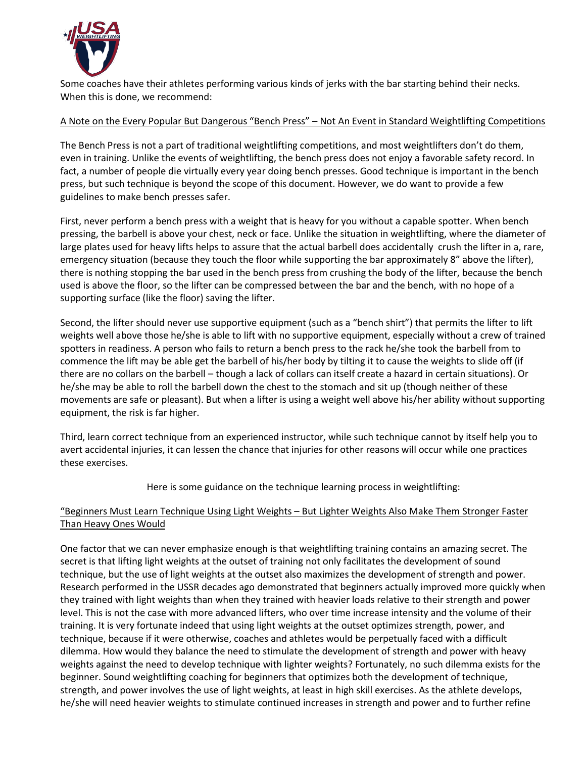Some coaches have their athletes performing various kinds of jerks with the bar starting behind their necks. When this is done, we recommend:

A Note on the Every Popular But Dangerous "Bench Press" – Not An Event in Standard Weightlifting Competitions

The Bench Press is not a part of traditional weightlifting competitions, and most weightlifters don't do them, even in training. Unlike the events of weightlifting, the bench press does not enjoy a favorable safety record. In fact, a number of people die virtually every year doing bench presses. Good technique is important in the bench press, but such technique is beyond the scope of this document. However, we do want to provide a few guidelines to make bench presses safer.

First, never perform a bench press with a weight that is heavy for you without a capable spotter. When bench pressing, the barbell is above your chest, neck or face. Unlike the situation in weightlifting, where the diameter of large plates used for heavy lifts helps to assure that the actual barbell does accidentally crush the lifter in a, rare, emergency situation (because they touch the floor while supporting the bar approximately 8" above the lifter), there is nothing stopping the bar used in the bench press from crushing the body of the lifter, because the bench used is above the floor, so the lifter can be compressed between the bar and the bench, with no hope of a supporting surface (like the floor) saving the lifter.

Second, the lifter should never use supportive equipment (such as a "bench shirt") that permits the lifter to lift weights well above those he/she is able to lift with no supportive equipment, especially without a crew of trained spotters in readiness. A person who fails to return a bench press to the rack he/she took the barbell from to commence the lift may be able get the barbell of his/her body by tilting it to cause the weights to slide off (if there are no collars on the barbell – though a lack of collars can itself create a hazard in certain situations). Or he/she may be able to roll the barbell down the chest to the stomach and sit up (though neither of these movements are safe or pleasant). But when a lifter is using a weight well above his/her ability without supporting equipment, the risk is far higher.

Third, learn correct technique from an experienced instructor, while such technique cannot by itself help you to avert accidental injuries, it can lessen the chance that injuries for other reasons will occur while one practices these exercises.

Here is some guidance on the technique learning process in weightlifting:

"Beginners Must Learn Technique Using Light Weights – But Lighter Weights Also Make Them Stronger Faster Than Heavy Ones Would

One factor that we can never emphasize enough is that weightlifting training contains an amazing secret. The secret is that lifting light weights at the outset of training not only facilitates the development of sound technique, but the use of light weights at the outset also maximizes the development of strength and power. Research performed in the USSR decades ago demonstrated that beginners actually improved more quickly when they trained with light weights than when they trained with heavier loads relative to their strength and power level. This is not the case with more advanced lifters, who over time increase intensity and the volume of their training. It is very fortunate indeed that using light weights at the outset optimizes strength, power, and technique, because if it were otherwise, coaches and athletes would be perpetually faced with a difficult dilemma. How would they balance the need to stimulate the development of strength and power with heavy weights against the need to develop technique with lighter weights? Fortunately, no such dilemma exists for the beginner. Sound weightlifting coaching for beginners that optimizes both the development of technique, strength, and power involves the use of light weights, at least in high skill exercises. As the athlete develops, he/she will need heavier weights to stimulate continued increases in strength and power and to further refine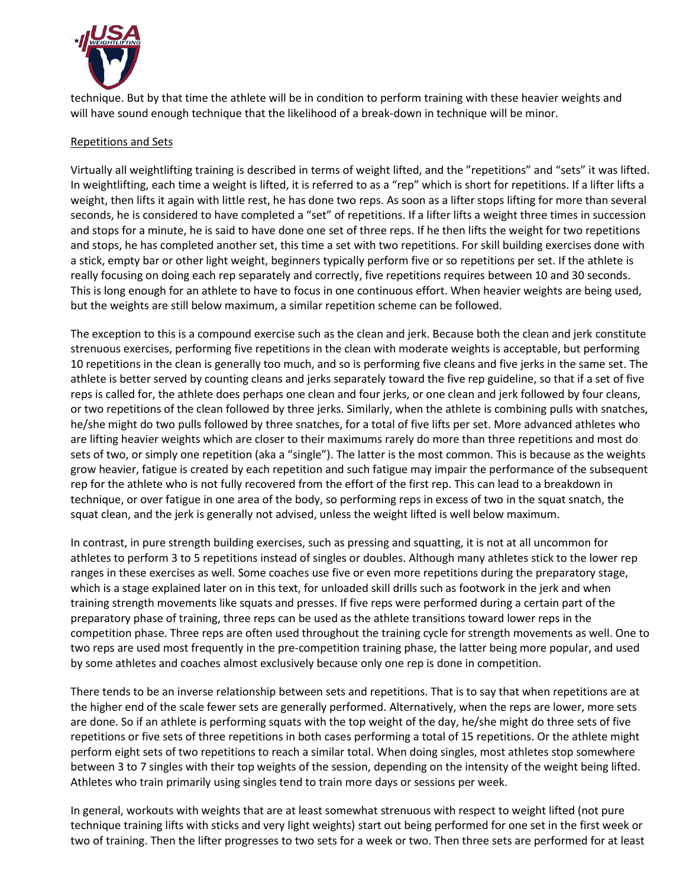technique. But by that time the athlete will be in condition to perform training with these heavier weights and will have sound enough technique that the likelihood of a break-down in technique will be minor.

Repetitions and Sets

Virtually all weightlifting training is described in terms of weight lifted, and the "repetitions" and "sets" it was lifted. In weightlifting, each time a weight is lifted, it is referred to as a "rep" which is short for repetitions. If a lifter lifts a weight, then lifts it again with little rest, he has done two reps. As soon as a lifter stops lifting for more than several seconds, he is considered to have completed a "set" of repetitions. If a lifter lifts a weight three times in succession and stops for a minute, he is said to have done one set of three reps. If he then lifts the weight for two repetitions and stops, he has completed another set, this time a set with two repetitions. For skill building exercises done with a stick, empty bar or other light weight, beginners typically perform five or so repetitions per set. If the athlete is really focusing on doing each rep separately and correctly, five repetitions requires between 10 and 30 seconds. This is long enough for an athlete to have to focus in one continuous effort. When heavier weights are being used, but the weights are still below maximum, a similar repetition scheme can be followed.

The exception to this is a compound exercise such as the clean and jerk. Because both the clean and jerk constitute strenuous exercises, performing five repetitions in the clean with moderate weights is acceptable, but performing 10 repetitions in the clean is generally too much, and so is performing five cleans and five jerks in the same set. The athlete is better served by counting cleans and jerks separately toward the five rep guideline, so that if a set of five reps is called for, the athlete does perhaps one clean and four jerks, or one clean and jerk followed by four cleans, or two repetitions of the clean followed by three jerks. Similarly, when the athlete is combining pulls with snatches, he/she might do two pulls followed by three snatches, for a total of five lifts per set. More advanced athletes who are lifting heavier weights which are closer to their maximums rarely do more than three repetitions and most do sets of two, or simply one repetition (aka a "single"). The latter is the most common. This is because as the weights grow heavier, fatigue is created by each repetition and such fatigue may impair the performance of the subsequent rep for the athlete who is not fully recovered from the effort of the first rep. This can lead to a breakdown in technique, or over fatigue in one area of the body, so performing reps in excess of two in the squat snatch, the squat clean, and the jerk is generally not advised, unless the weight lifted is well below maximum.

In contrast, in pure strength building exercises, such as pressing and squatting, it is not at all uncommon for athletes to perform 3 to 5 repetitions instead of singles or doubles. Although many athletes stick to the lower rep ranges in these exercises as well. Some coaches use five or even more repetitions during the preparatory stage, which is a stage explained later on in this text, for unloaded skill drills such as footwork in the jerk and when training strength movements like squats and presses. If five reps were performed during a certain part of the preparatory phase of training, three reps can be used as the athlete transitions toward lower reps in the competition phase. Three reps are often used throughout the training cycle for strength movements as well. One to two reps are used most frequently in the pre-competition training phase, the latter being more popular, and used by some athletes and coaches almost exclusively because only one rep is done in competition.

There tends to be an inverse relationship between sets and repetitions. That is to say that when repetitions are at the higher end of the scale fewer sets are generally performed. Alternatively, when the reps are lower, more sets are done. So if an athlete is performing squats with the top weight of the day, he/she might do three sets of five repetitions or five sets of three repetitions in both cases performing a total of 15 repetitions. Or the athlete might perform eight sets of two repetitions to reach a similar total. When doing singles, most athletes stop somewhere between 3 to 7 singles with their top weights of the session, depending on the intensity of the weight being lifted. Athletes who train primarily using singles tend to train more days or sessions per week.

In general, workouts with weights that are at least somewhat strenuous with respect to weight lifted (not pure technique training lifts with sticks and very light weights) start out being performed for one set in the first week or two of training. Then the lifter progresses to two sets for a week or two. Then three sets are performed for at least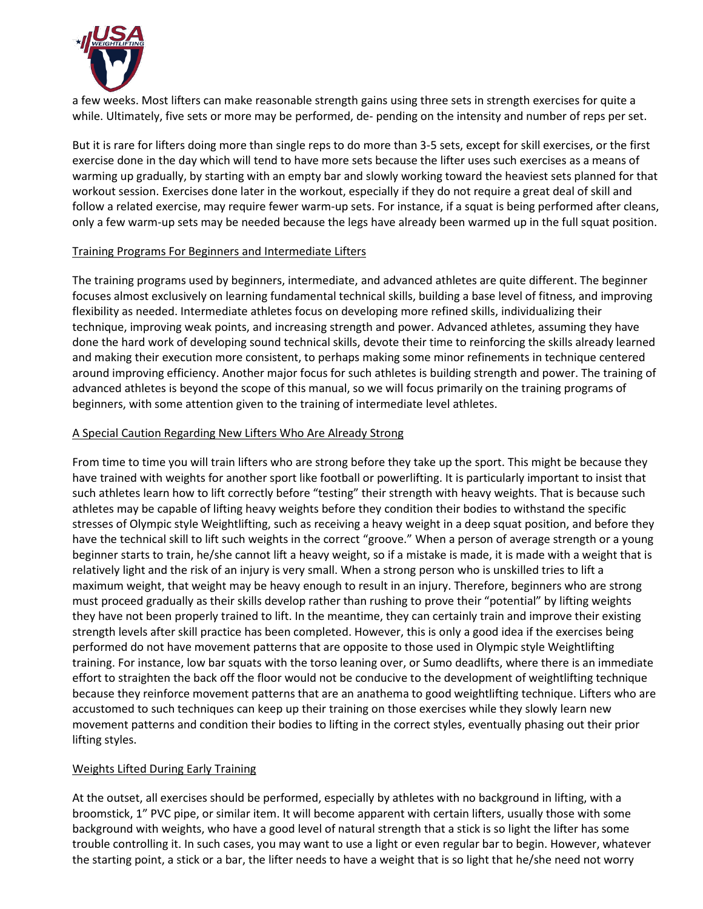a few weeks. Most lifters can make reasonable strength gains using three sets in strength exercises for quite a while. Ultimately, five sets or more may be performed, de- pending on the intensity and number of reps per set.

But it is rare for lifters doing more than single reps to do more than 3-5 sets, except for skill exercises, or the first exercise done in the day which will tend to have more sets because the lifter uses such exercises as a means of warming up gradually, by starting with an empty bar and slowly working toward the heaviest sets planned for that workout session. Exercises done later in the workout, especially if they do not require a great deal of skill and follow a related exercise, may require fewer warm-up sets. For instance, if a squat is being performed after cleans, only a few warm-up sets may be needed because the legs have already been warmed up in the full squat position.

## Training Programs For Beginners and Intermediate Lifters

The training programs used by beginners, intermediate, and advanced athletes are quite different. The beginner focuses almost exclusively on learning fundamental technical skills, building a base level of fitness, and improving flexibility as needed. Intermediate athletes focus on developing more refined skills, individualizing their technique, improving weak points, and increasing strength and power. Advanced athletes, assuming they have done the hard work of developing sound technical skills, devote their time to reinforcing the skills already learned and making their execution more consistent, to perhaps making some minor refinements in technique centered around improving efficiency. Another major focus for such athletes is building strength and power. The training of advanced athletes is beyond the scope of this manual, so we will focus primarily on the training programs of beginners, with some attention given to the training of intermediate level athletes.

## A Special Caution Regarding New Lifters Who Are Already Strong

From time to time you will train lifters who are strong before they take up the sport. This might be because they have trained with weights for another sport like football or powerlifting. It is particularly important to insist that such athletes learn how to lift correctly before "testing" their strength with heavy weights. That is because such athletes may be capable of lifting heavy weights before they condition their bodies to withstand the specific stresses of Olympic style Weightlifting, such as receiving a heavy weight in a deep squat position, and before they have the technical skill to lift such weights in the correct "groove." When a person of average strength or a young beginner starts to train, he/she cannot lift a heavy weight, so if a mistake is made, it is made with a weight that is relatively light and the risk of an injury is very small. When a strong person who is unskilled tries to lift a maximum weight, that weight may be heavy enough to result in an injury. Therefore, beginners who are strong must proceed gradually as their skills develop rather than rushing to prove their "potential" by lifting weights they have not been properly trained to lift. In the meantime, they can certainly train and improve their existing strength levels after skill practice has been completed. However, this is only a good idea if the exercises being performed do not have movement patterns that are opposite to those used in Olympic style Weightlifting training. For instance, low bar squats with the torso leaning over, or Sumo deadlifts, where there is an immediate effort to straighten the back off the floor would not be conducive to the development of weightlifting technique because they reinforce movement patterns that are an anathema to good weightlifting technique. Lifters who are accustomed to such techniques can keep up their training on those exercises while they slowly learn new movement patterns and condition their bodies to lifting in the correct styles, eventually phasing out their prior lifting styles.

## Weights Lifted During Early Training

At the outset, all exercises should be performed, especially by athletes with no background in lifting, with a broomstick, 1" PVC pipe, or similar item. It will become apparent with certain lifters, usually those with some background with weights, who have a good level of natural strength that a stick is so light the lifter has some trouble controlling it. In such cases, you may want to use a light or even regular bar to begin. However, whatever the starting point, a stick or a bar, the lifter needs to have a weight that is so light that he/she need not worry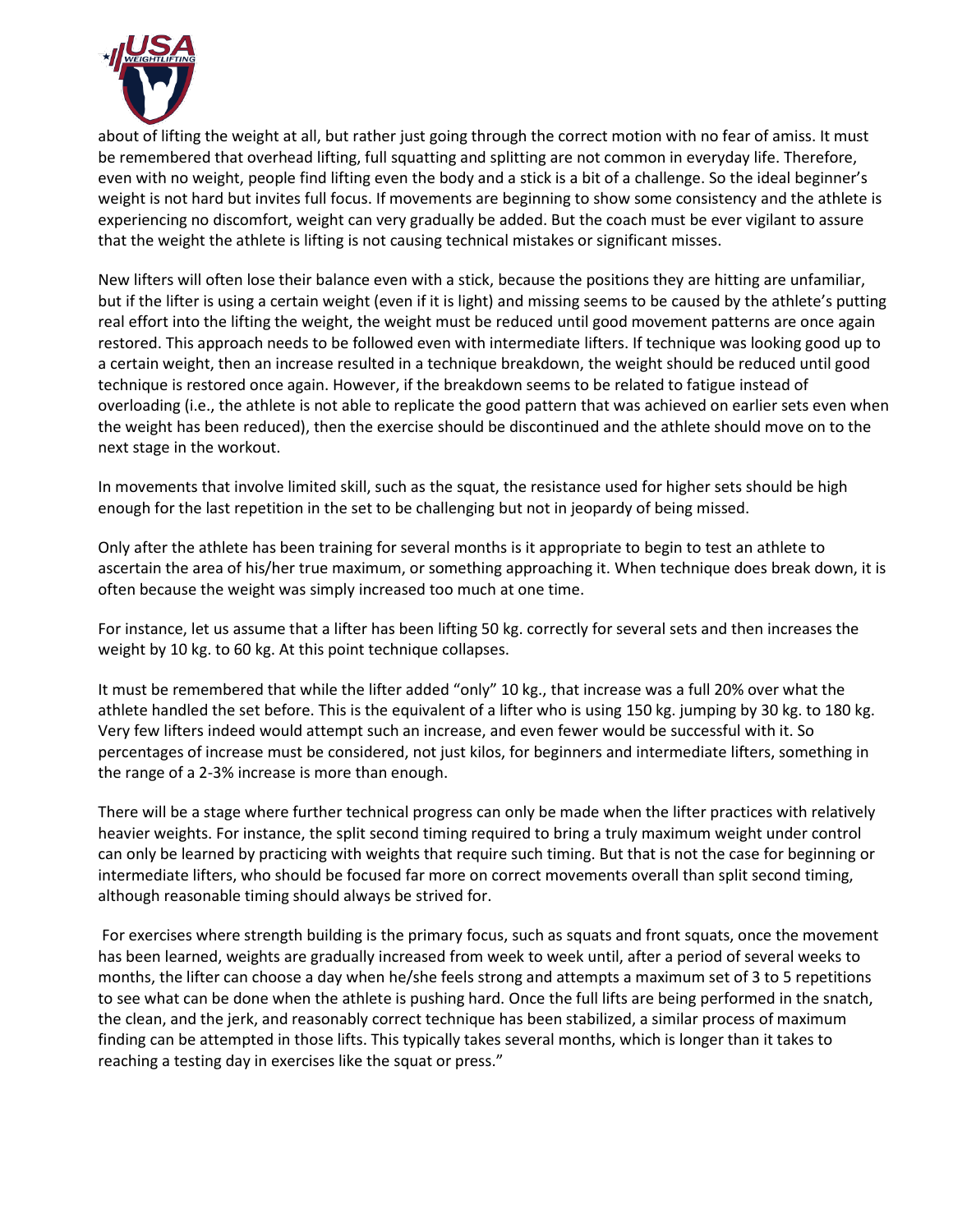about of lifting the weight at all, but rather just going through the correct motion with no fear of amiss. It must be remembered that overhead lifting, full squatting and splitting are not common in everyday life. Therefore, even with no weight, people find lifting even the body and a stick is a bit of a challenge. So the ideal beginner's weight is not hard but invites full focus. If movements are beginning to show some consistency and the athlete is experiencing no discomfort, weight can very gradually be added. But the coach must be ever vigilant to assure that the weight the athlete is lifting is not causing technical mistakes or significant misses.

New lifters will often lose their balance even with a stick, because the positions they are hitting are unfamiliar, but if the lifter is using a certain weight (even if it is light) and missing seems to be caused by the athlete's putting real effort into the lifting the weight, the weight must be reduced until good movement patterns are once again restored. This approach needs to be followed even with intermediate lifters. If technique was looking good up to a certain weight, then an increase resulted in a technique breakdown, the weight should be reduced until good technique is restored once again. However, if the breakdown seems to be related to fatigue instead of overloading (i.e., the athlete is not able to replicate the good pattern that was achieved on earlier sets even when the weight has been reduced), then the exercise should be discontinued and the athlete should move on to the next stage in the workout.

In movements that involve limited skill, such as the squat, the resistance used for higher sets should be high enough for the last repetition in the set to be challenging but not in jeopardy of being missed.

Only after the athlete has been training for several months is it appropriate to begin to test an athlete to ascertain the area of his/her true maximum, or something approaching it. When technique does break down, it is often because the weight was simply increased too much at one time.

For instance, let us assume that a lifter has been lifting 50 kg. correctly for several sets and then increases the weight by 10 kg. to 60 kg. At this point technique collapses.

It must be remembered that while the lifter added "only" 10 kg., that increase was a full 20% over what the athlete handled the set before. This is the equivalent of a lifter who is using 150 kg. jumping by 30 kg. to 180 kg. Very few lifters indeed would attempt such an increase, and even fewer would be successful with it. So percentages of increase must be considered, not just kilos, for beginners and intermediate lifters, something in the range of a 2-3% increase is more than enough.

There will be a stage where further technical progress can only be made when the lifter practices with relatively heavier weights. For instance, the split second timing required to bring a truly maximum weight under control can only be learned by practicing with weights that require such timing. But that is not the case for beginning or intermediate lifters, who should be focused far more on correct movements overall than split second timing, although reasonable timing should always be strived for.

For exercises where strength building is the primary focus, such as squats and front squats, once the movement has been learned, weights are gradually increased from week to week until, after a period of several weeks to months, the lifter can choose a day when he/she feels strong and attempts a maximum set of 3 to 5 repetitions to see what can be done when the athlete is pushing hard. Once the full lifts are being performed in the snatch, the clean, and the jerk, and reasonably correct technique has been stabilized, a similar process of maximum finding can be attempted in those lifts. This typically takes several months, which is longer than it takes to reaching a testing day in exercises like the squat or press."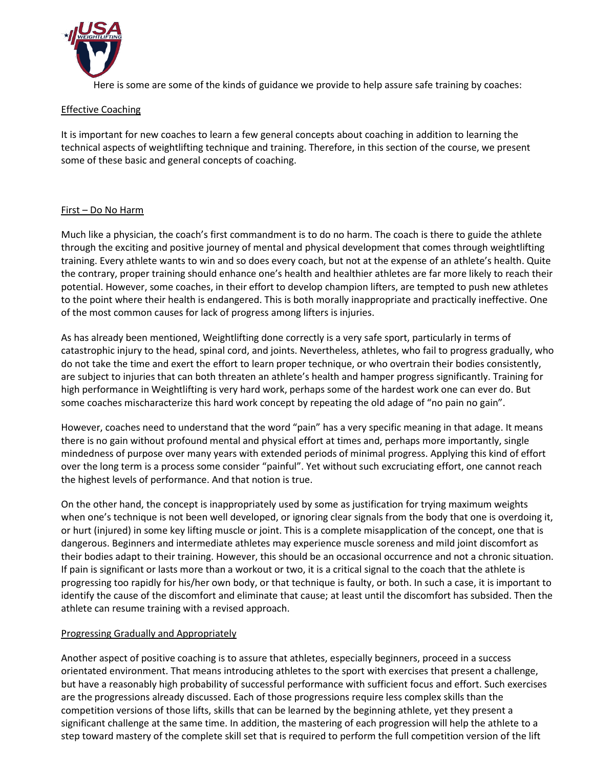Here is some are some of the kinds of guidance we provide to help assure safe training by coaches:

## Effective Coaching

It is important for new coaches to learn a few general concepts about coaching in addition to learning the technical aspects of weightlifting technique and training. Therefore, in this section of the course, we present some of these basic and general concepts of coaching.

## First – Do No Harm

Much like a physician, the coach's first commandment is to do no harm. The coach is there to guide the athlete through the exciting and positive journey of mental and physical development that comes through weightlifting training. Every athlete wants to win and so does every coach, but not at the expense of an athlete's health. Quite the contrary, proper training should enhance one's health and healthier athletes are far more likely to reach their potential. However, some coaches, in their effort to develop champion lifters, are tempted to push new athletes to the point where their health is endangered. This is both morally inappropriate and practically ineffective. One of the most common causes for lack of progress among lifters is injuries.

As has already been mentioned, Weightlifting done correctly is a very safe sport, particularly in terms of catastrophic injury to the head, spinal cord, and joints. Nevertheless, athletes, who fail to progress gradually, who do not take the time and exert the effort to learn proper technique, or who overtrain their bodies consistently, are subject to injuries that can both threaten an athlete's health and hamper progress significantly. Training for high performance in Weightlifting is very hard work, perhaps some of the hardest work one can ever do. But some coaches mischaracterize this hard work concept by repeating the old adage of "no pain no gain".

However, coaches need to understand that the word "pain" has a very specific meaning in that adage. It means there is no gain without profound mental and physical effort at times and, perhaps more importantly, single mindedness of purpose over many years with extended periods of minimal progress. Applying this kind of effort over the long term is a process some consider "painful". Yet without such excruciating effort, one cannot reach the highest levels of performance. And that notion is true.

On the other hand, the concept is inappropriately used by some as justification for trying maximum weights when one's technique is not been well developed, or ignoring clear signals from the body that one is overdoing it, or hurt (injured) in some key lifting muscle or joint. This is a complete misapplication of the concept, one that is dangerous. Beginners and intermediate athletes may experience muscle soreness and mild joint discomfort as their bodies adapt to their training. However, this should be an occasional occurrence and not a chronic situation. If pain is significant or lasts more than a workout or two, it is a critical signal to the coach that the athlete is progressing too rapidly for his/her own body, or that technique is faulty, or both. In such a case, it is important to identify the cause of the discomfort and eliminate that cause; at least until the discomfort has subsided. Then the athlete can resume training with a revised approach.

## Progressing Gradually and Appropriately

Another aspect of positive coaching is to assure that athletes, especially beginners, proceed in a success orientated environment. That means introducing athletes to the sport with exercises that present a challenge, but have a reasonably high probability of successful performance with sufficient focus and effort. Such exercises are the progressions already discussed. Each of those progressions require less complex skills than the competition versions of those lifts, skills that can be learned by the beginning athlete, yet they present a significant challenge at the same time. In addition, the mastering of each progression will help the athlete to a step toward mastery of the complete skill set that is required to perform the full competition version of the lift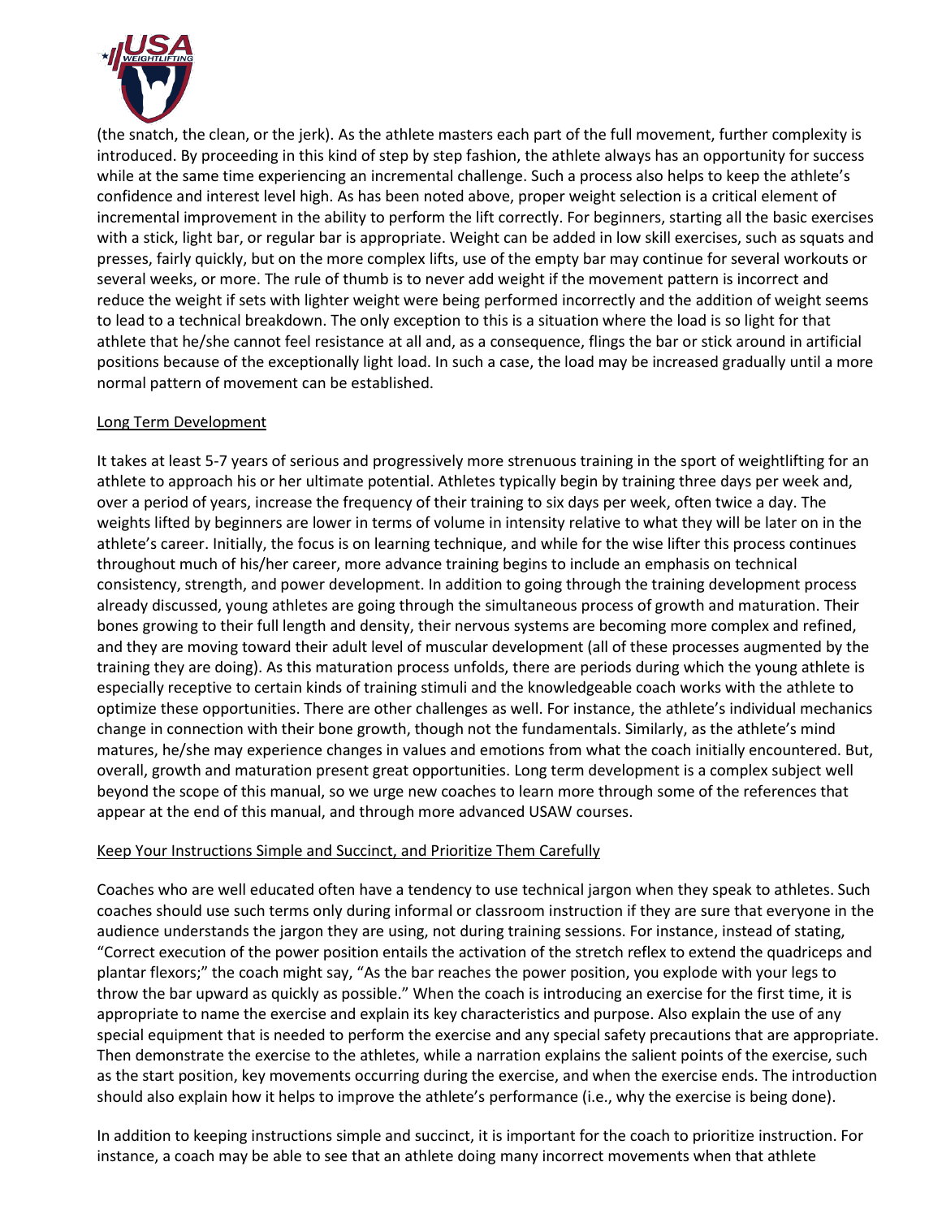(the snatch, the clean, or the jerk). As the athlete masters each part of the full movement, further complexity is introduced. By proceeding in this kind of step by step fashion, the athlete always has an opportunity for success while at the same time experiencing an incremental challenge. Such a process also helps to keep the athlete's confidence and interest level high. As has been noted above, proper weight selection is a critical element of incremental improvement in the ability to perform the lift correctly. For beginners, starting all the basic exercises with a stick, light bar, or regular bar is appropriate. Weight can be added in low skill exercises, such as squats and presses, fairly quickly, but on the more complex lifts, use of the empty bar may continue for several workouts or several weeks, or more. The rule of thumb is to never add weight if the movement pattern is incorrect and reduce the weight if sets with lighter weight were being performed incorrectly and the addition of weight seems to lead to a technical breakdown. The only exception to this is a situation where the load is so light for that athlete that he/she cannot feel resistance at all and, as a consequence, flings the bar or stick around in artificial positions because of the exceptionally light load. In such a case, the load may be increased gradually until a more normal pattern of movement can be established.

## Long Term Development

It takes at least 5-7 years of serious and progressively more strenuous training in the sport of weightlifting for an athlete to approach his or her ultimate potential. Athletes typically begin by training three days per week and, over a period of years, increase the frequency of their training to six days per week, often twice a day. The weights lifted by beginners are lower in terms of volume in intensity relative to what they will be later on in the athlete's career. Initially, the focus is on learning technique, and while for the wise lifter this process continues throughout much of his/her career, more advance training begins to include an emphasis on technical consistency, strength, and power development. In addition to going through the training development process already discussed, young athletes are going through the simultaneous process of growth and maturation. Their bones growing to their full length and density, their nervous systems are becoming more complex and refined, and they are moving toward their adult level of muscular development (all of these processes augmented by the training they are doing). As this maturation process unfolds, there are periods during which the young athlete is especially receptive to certain kinds of training stimuli and the knowledgeable coach works with the athlete to optimize these opportunities. There are other challenges as well. For instance, the athlete's individual mechanics change in connection with their bone growth, though not the fundamentals. Similarly, as the athlete's mind matures, he/she may experience changes in values and emotions from what the coach initially encountered. But, overall, growth and maturation present great opportunities. Long term development is a complex subject well beyond the scope of this manual, so we urge new coaches to learn more through some of the references that appear at the end of this manual, and through more advanced USAW courses.

## Keep Your Instructions Simple and Succinct, and Prioritize Them Carefully

Coaches who are well educated often have a tendency to use technical jargon when they speak to athletes. Such coaches should use such terms only during informal or classroom instruction if they are sure that everyone in the audience understands the jargon they are using, not during training sessions. For instance, instead of stating, "Correct execution of the power position entails the activation of the stretch reflex to extend the quadriceps and plantar flexors;" the coach might say, "As the bar reaches the power position, you explode with your legs to throw the bar upward as quickly as possible." When the coach is introducing an exercise for the first time, it is appropriate to name the exercise and explain its key characteristics and purpose. Also explain the use of any special equipment that is needed to perform the exercise and any special safety precautions that are appropriate. Then demonstrate the exercise to the athletes, while a narration explains the salient points of the exercise, such as the start position, key movements occurring during the exercise, and when the exercise ends. The introduction should also explain how it helps to improve the athlete's performance (i.e., why the exercise is being done).

In addition to keeping instructions simple and succinct, it is important for the coach to prioritize instruction. For instance, a coach may be able to see that an athlete doing many incorrect movements when that athlete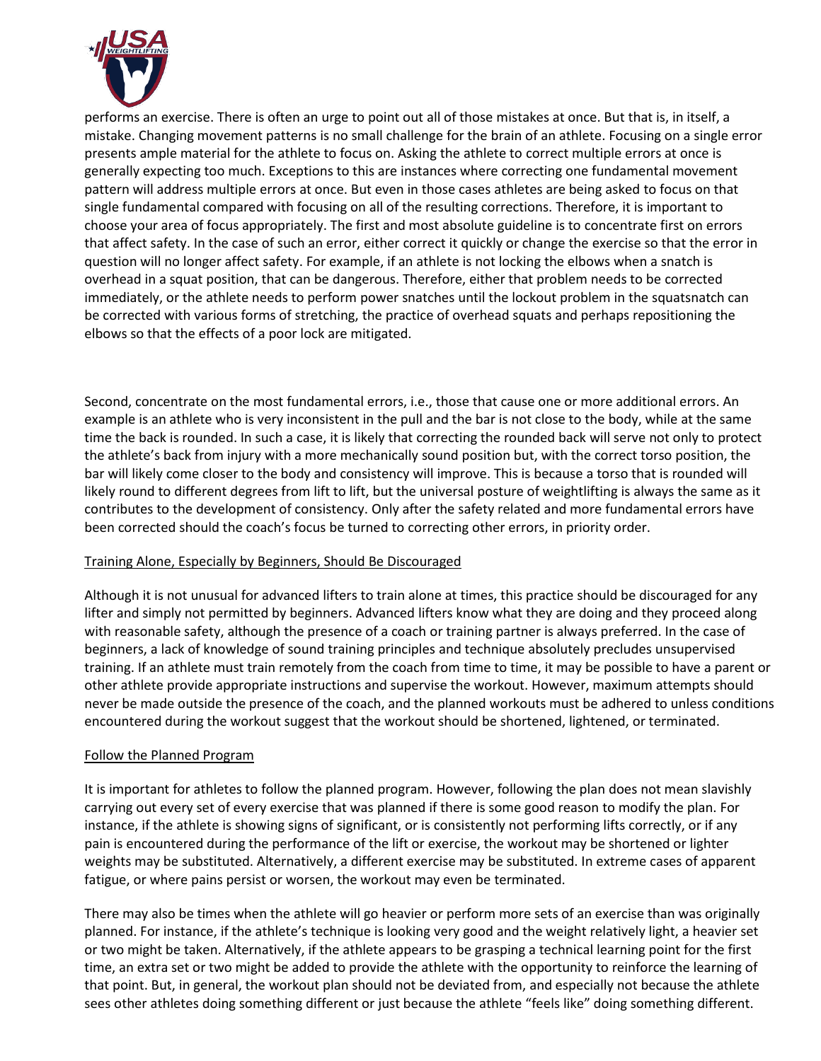performs an exercise. There is often an urge to point out all of those mistakes at once. But that is, in itself, a mistake. Changing movement patterns is no small challenge for the brain of an athlete. Focusing on a single error presents ample material for the athlete to focus on. Asking the athlete to correct multiple errors at once is generally expecting too much. Exceptions to this are instances where correcting one fundamental movement pattern will address multiple errors at once. But even in those cases athletes are being asked to focus on that single fundamental compared with focusing on all of the resulting corrections. Therefore, it is important to choose your area of focus appropriately. The first and most absolute guideline is to concentrate first on errors that affect safety. In the case of such an error, either correct it quickly or change the exercise so that the error in question will no longer affect safety. For example, if an athlete is not locking the elbows when a snatch is overhead in a squat position, that can be dangerous. Therefore, either that problem needs to be corrected immediately, or the athlete needs to perform power snatches until the lockout problem in the squatsnatch can be corrected with various forms of stretching, the practice of overhead squats and perhaps repositioning the elbows so that the effects of a poor lock are mitigated.

Second, concentrate on the most fundamental errors, i.e., those that cause one or more additional errors. An example is an athlete who is very inconsistent in the pull and the bar is not close to the body, while at the same time the back is rounded. In such a case, it is likely that correcting the rounded back will serve not only to protect the athlete's back from injury with a more mechanically sound position but, with the correct torso position, the bar will likely come closer to the body and consistency will improve. This is because a torso that is rounded will likely round to different degrees from lift to lift, but the universal posture of weightlifting is always the same as it contributes to the development of consistency. Only after the safety related and more fundamental errors have been corrected should the coach's focus be turned to correcting other errors, in priority order.

<u>Training Alone, Especially by Beginners, Should Be Discouraged</u>

Although it is not unusual for advanced lifters to train alone at times, this practice should be discouraged for any lifter and simply not permitted by beginners. Advanced lifters know what they are doing and they proceed along with reasonable safety, although the presence of a coach or training partner is always preferred. In the case of beginners, a lack of knowledge of sound training principles and technique absolutely precludes unsupervised training. If an athlete must train remotely from the coach from time to time, it may be possible to have a parent or other athlete provide appropriate instructions and supervise the workout. However, maximum attempts should never be made outside the presence of the coach, and the planned workouts must be adhered to unless conditions encountered during the workout suggest that the workout should be shortened, lightened, or terminated.

<u>Follow the Planned Program</u>

It is important for athletes to follow the planned program. However, following the plan does not mean slavishly carrying out every set of every exercise that was planned if there is some good reason to modify the plan. For instance, if the athlete is showing signs of significant, or is consistently not performing lifts correctly, or if any pain is encountered during the performance of the lift or exercise, the workout may be shortened or lighter weights may be substituted. Alternatively, a different exercise may be substituted. In extreme cases of apparent fatigue, or where pains persist or worsen, the workout may even be terminated.

There may also be times when the athlete will go heavier or perform more sets of an exercise than was originally planned. For instance, if the athlete's technique is looking very good and the weight relatively light, a heavier set or two might be taken. Alternatively, if the athlete appears to be grasping a technical learning point for the first time, an extra set or two might be added to provide the athlete with the opportunity to reinforce the learning of that point. But, in general, the workout plan should not be deviated from, and especially not because the athlete sees other athletes doing something different or just because the athlete "feels like" doing something different.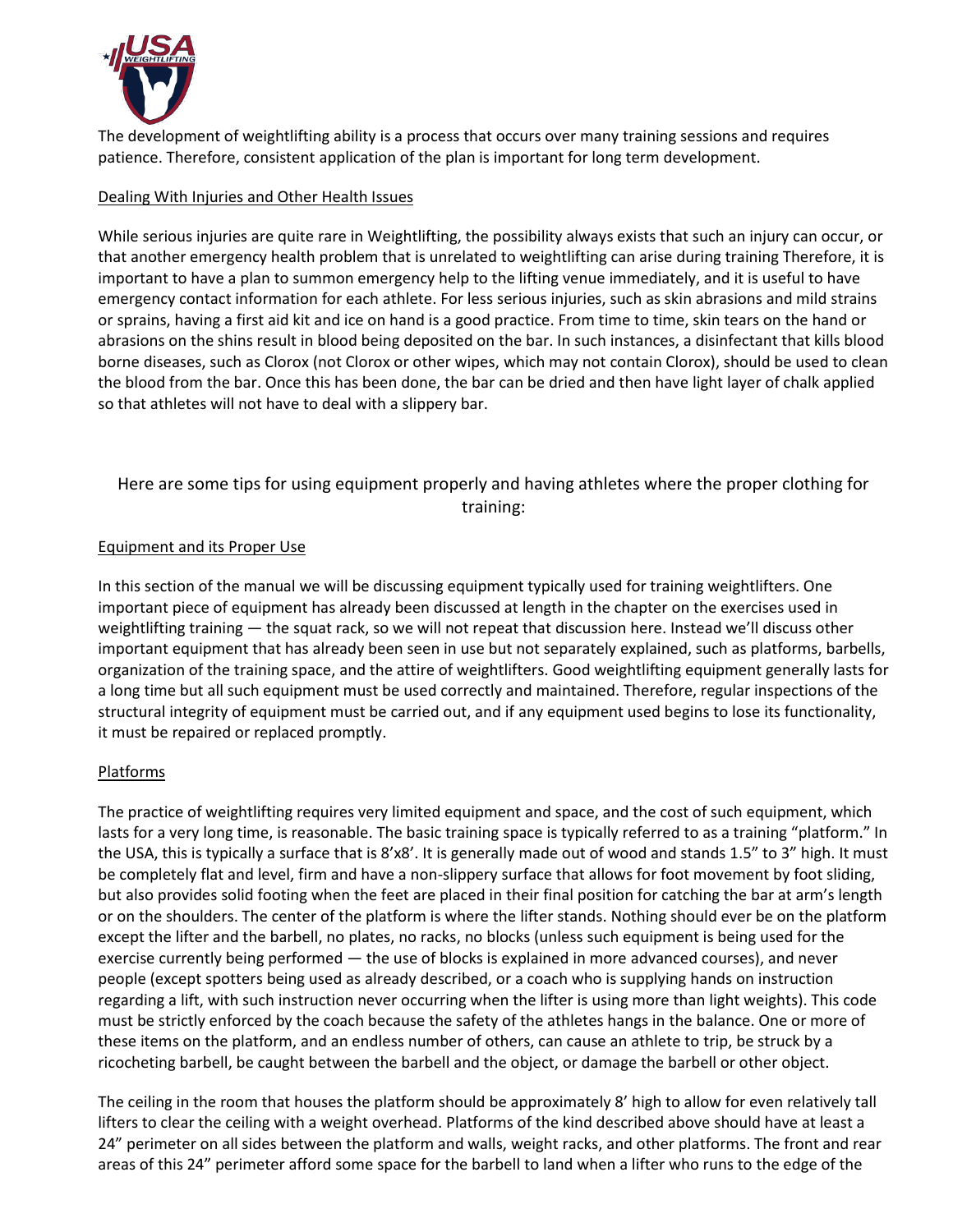The development of weightlifting ability is a process that occurs over many training sessions and requires patience. Therefore, consistent application of the plan is important for long term development.

## Dealing With Injuries and Other Health Issues

While serious injuries are quite rare in Weightlifting, the possibility always exists that such an injury can occur, or that another emergency health problem that is unrelated to weightlifting can arise during training Therefore, it is important to have a plan to summon emergency help to the lifting venue immediately, and it is useful to have emergency contact information for each athlete. For less serious injuries, such as skin abrasions and mild strains or sprains, having a first aid kit and ice on hand is a good practice. From time to time, skin tears on the hand or abrasions on the shins result in blood being deposited on the bar. In such instances, a disinfectant that kills blood borne diseases, such as Clorox (not Clorox or other wipes, which may not contain Clorox), should be used to clean the blood from the bar. Once this has been done, the bar can be dried and then have light layer of chalk applied so that athletes will not have to deal with a slippery bar.

Here are some tips for using equipment properly and having athletes where the proper clothing for training:

## Equipment and its Proper Use

In this section of the manual we will be discussing equipment typically used for training weightlifters. One important piece of equipment has already been discussed at length in the chapter on the exercises used in weightlifting training — the squat rack, so we will not repeat that discussion here. Instead we'll discuss other important equipment that has already been seen in use but not separately explained, such as platforms, barbells, organization of the training space, and the attire of weightlifters. Good weightlifting equipment generally lasts for a long time but all such equipment must be used correctly and maintained. Therefore, regular inspections of the structural integrity of equipment must be carried out, and if any equipment used begins to lose its functionality, it must be repaired or replaced promptly.

## Platforms

The practice of weightlifting requires very limited equipment and space, and the cost of such equipment, which lasts for a very long time, is reasonable. The basic training space is typically referred to as a training "platform." In the USA, this is typically a surface that is 8'x8'. It is generally made out of wood and stands 1.5" to 3" high. It must be completely flat and level, firm and have a non-slippery surface that allows for foot movement by foot sliding, but also provides solid footing when the feet are placed in their final position for catching the bar at arm's length or on the shoulders. The center of the platform is where the lifter stands. Nothing should ever be on the platform except the lifter and the barbell, no plates, no racks, no blocks (unless such equipment is being used for the exercise currently being performed — the use of blocks is explained in more advanced courses), and never people (except spotters being used as already described, or a coach who is supplying hands on instruction regarding a lift, with such instruction never occurring when the lifter is using more than light weights). This code must be strictly enforced by the coach because the safety of the athletes hangs in the balance. One or more of these items on the platform, and an endless number of others, can cause an athlete to trip, be struck by a ricocheting barbell, be caught between the barbell and the object, or damage the barbell or other object.

The ceiling in the room that houses the platform should be approximately 8' high to allow for even relatively tall lifters to clear the ceiling with a weight overhead. Platforms of the kind described above should have at least a 24" perimeter on all sides between the platform and walls, weight racks, and other platforms. The front and rear areas of this 24" perimeter afford some space for the barbell to land when a lifter who runs to the edge of the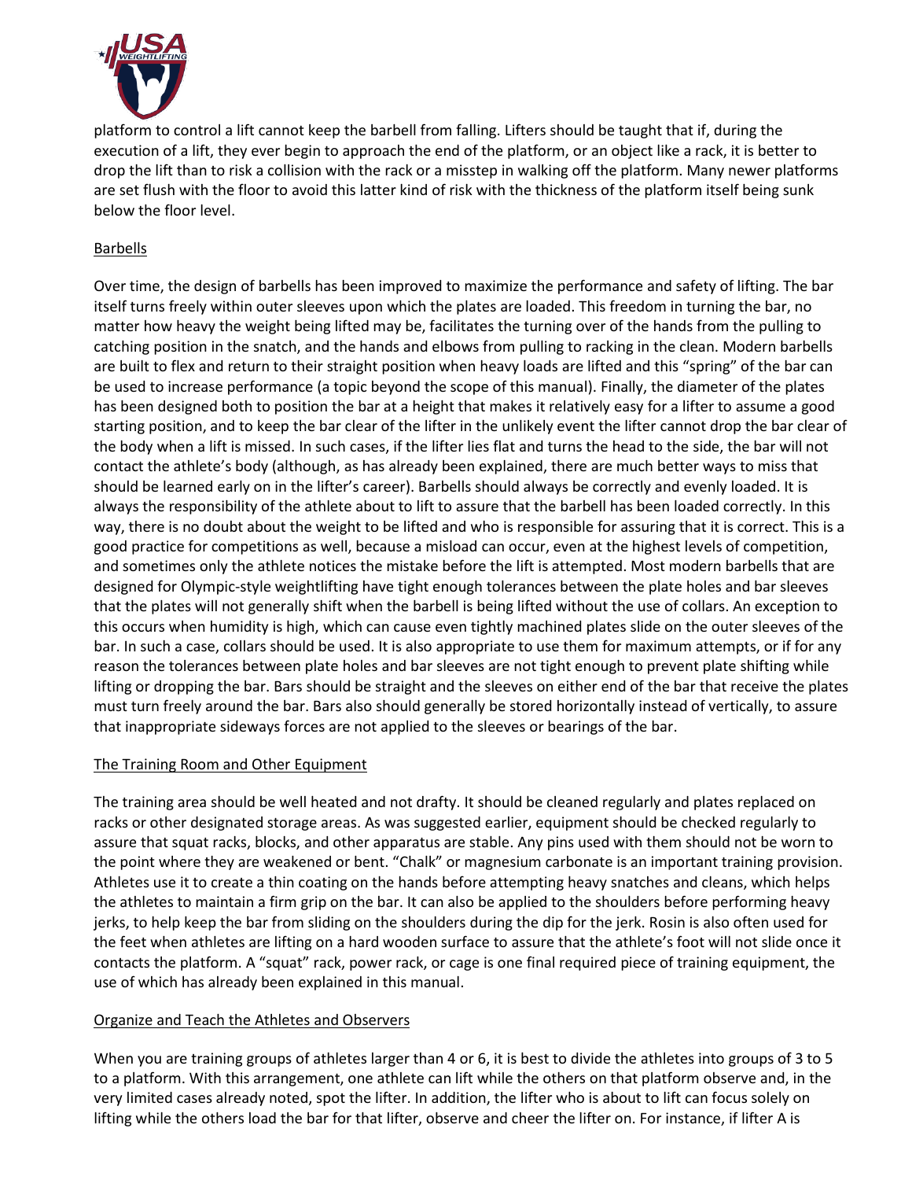platform to control a lift cannot keep the barbell from falling. Lifters should be taught that if, during the execution of a lift, they ever begin to approach the end of the platform, or an object like a rack, it is better to drop the lift than to risk a collision with the rack or a misstep in walking off the platform. Many newer platforms are set flush with the floor to avoid this latter kind of risk with the thickness of the platform itself being sunk below the floor level.

## Barbells

Over time, the design of barbells has been improved to maximize the performance and safety of lifting. The bar itself turns freely within outer sleeves upon which the plates are loaded. This freedom in turning the bar, no matter how heavy the weight being lifted may be, facilitates the turning over of the hands from the pulling to catching position in the snatch, and the hands and elbows from pulling to racking in the clean. Modern barbells are built to flex and return to their straight position when heavy loads are lifted and this "spring" of the bar can be used to increase performance (a topic beyond the scope of this manual). Finally, the diameter of the plates has been designed both to position the bar at a height that makes it relatively easy for a lifter to assume a good starting position, and to keep the bar clear of the lifter in the unlikely event the lifter cannot drop the bar clear of the body when a lift is missed. In such cases, if the lifter lies flat and turns the head to the side, the bar will not contact the athlete's body (although, as has already been explained, there are much better ways to miss that should be learned early on in the lifter's career). Barbells should always be correctly and evenly loaded. It is always the responsibility of the athlete about to lift to assure that the barbell has been loaded correctly. In this way, there is no doubt about the weight to be lifted and who is responsible for assuring that it is correct. This is a good practice for competitions as well, because a misload can occur, even at the highest levels of competition, and sometimes only the athlete notices the mistake before the lift is attempted. Most modern barbells that are designed for Olympic-style weightlifting have tight enough tolerances between the plate holes and bar sleeves that the plates will not generally shift when the barbell is being lifted without the use of collars. An exception to this occurs when humidity is high, which can cause even tightly machined plates slide on the outer sleeves of the bar. In such a case, collars should be used. It is also appropriate to use them for maximum attempts, or if for any reason the tolerances between plate holes and bar sleeves are not tight enough to prevent plate shifting while lifting or dropping the bar. Bars should be straight and the sleeves on either end of the bar that receive the plates must turn freely around the bar. Bars also should generally be stored horizontally instead of vertically, to assure that inappropriate sideways forces are not applied to the sleeves or bearings of the bar.

## The Training Room and Other Equipment

The training area should be well heated and not drafty. It should be cleaned regularly and plates replaced on racks or other designated storage areas. As was suggested earlier, equipment should be checked regularly to assure that squat racks, blocks, and other apparatus are stable. Any pins used with them should not be worn to the point where they are weakened or bent. "Chalk" or magnesium carbonate is an important training provision. Athletes use it to create a thin coating on the hands before attempting heavy snatches and cleans, which helps the athletes to maintain a firm grip on the bar. It can also be applied to the shoulders before performing heavy jerks, to help keep the bar from sliding on the shoulders during the dip for the jerk. Rosin is also often used for the feet when athletes are lifting on a hard wooden surface to assure that the athlete's foot will not slide once it contacts the platform. A "squat" rack, power rack, or cage is one final required piece of training equipment, the use of which has already been explained in this manual.

## Organize and Teach the Athletes and Observers

When you are training groups of athletes larger than 4 or 6, it is best to divide the athletes into groups of 3 to 5 to a platform. With this arrangement, one athlete can lift while the others on that platform observe and, in the very limited cases already noted, spot the lifter. In addition, the lifter who is about to lift can focus solely on lifting while the others load the bar for that lifter, observe and cheer the lifter on. For instance, if lifter A is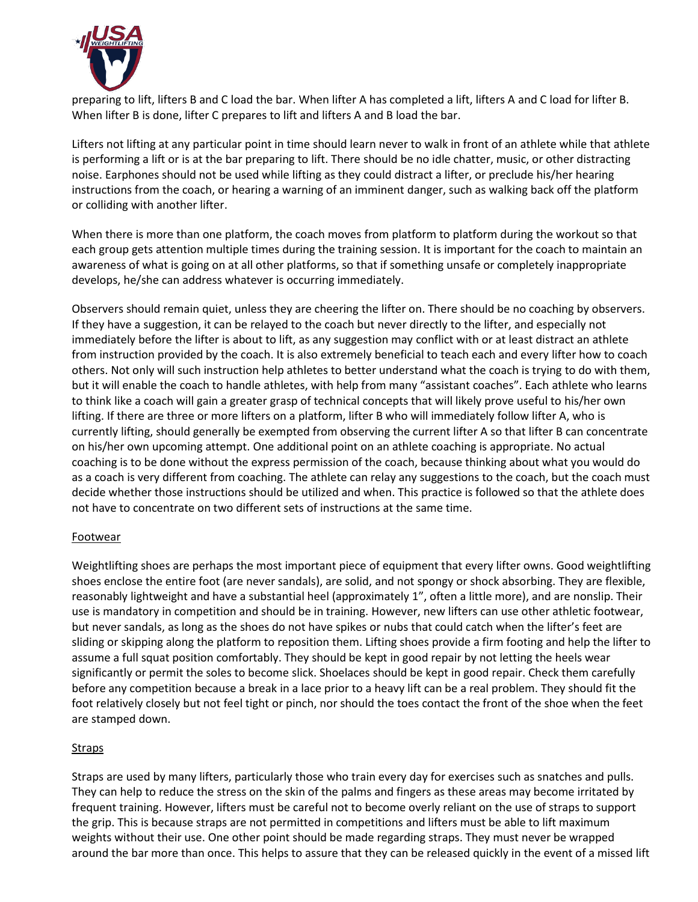preparing to lift, lifters B and C load the bar. When lifter A has completed a lift, lifters A and C load for lifter B. When lifter B is done, lifter C prepares to lift and lifters A and B load the bar.

Lifters not lifting at any particular point in time should learn never to walk in front of an athlete while that athlete is performing a lift or is at the bar preparing to lift. There should be no idle chatter, music, or other distracting noise. Earphones should not be used while lifting as they could distract a lifter, or preclude his/her hearing instructions from the coach, or hearing a warning of an imminent danger, such as walking back off the platform or colliding with another lifter.

When there is more than one platform, the coach moves from platform to platform during the workout so that each group gets attention multiple times during the training session. It is important for the coach to maintain an awareness of what is going on at all other platforms, so that if something unsafe or completely inappropriate develops, he/she can address whatever is occurring immediately.

Observers should remain quiet, unless they are cheering the lifter on. There should be no coaching by observers. If they have a suggestion, it can be relayed to the coach but never directly to the lifter, and especially not immediately before the lifter is about to lift, as any suggestion may conflict with or at least distract an athlete from instruction provided by the coach. It is also extremely beneficial to teach each and every lifter how to coach others. Not only will such instruction help athletes to better understand what the coach is trying to do with them, but it will enable the coach to handle athletes, with help from many "assistant coaches". Each athlete who learns to think like a coach will gain a greater grasp of technical concepts that will likely prove useful to his/her own lifting. If there are three or more lifters on a platform, lifter B who will immediately follow lifter A, who is currently lifting, should generally be exempted from observing the current lifter A so that lifter B can concentrate on his/her own upcoming attempt. One additional point on an athlete coaching is appropriate. No actual coaching is to be done without the express permission of the coach, because thinking about what you would do as a coach is very different from coaching. The athlete can relay any suggestions to the coach, but the coach must decide whether those instructions should be utilized and when. This practice is followed so that the athlete does not have to concentrate on two different sets of instructions at the same time.

<u>Footwear</u>

Weightlifting shoes are perhaps the most important piece of equipment that every lifter owns. Good weightlifting shoes enclose the entire foot (are never sandals), are solid, and not spongy or shock absorbing. They are flexible, reasonably lightweight and have a substantial heel (approximately 1", often a little more), and are nonslip. Their use is mandatory in competition and should be in training. However, new lifters can use other athletic footwear, but never sandals, as long as the shoes do not have spikes or nubs that could catch when the lifter's feet are sliding or skipping along the platform to reposition them. Lifting shoes provide a firm footing and help the lifter to assume a full squat position comfortably. They should be kept in good repair by not letting the heels wear significantly or permit the soles to become slick. Shoelaces should be kept in good repair. Check them carefully before any competition because a break in a lace prior to a heavy lift can be a real problem. They should fit the foot relatively closely but not feel tight or pinch, nor should the toes contact the front of the shoe when the feet are stamped down.

<u>Straps</u>

Straps are used by many lifters, particularly those who train every day for exercises such as snatches and pulls. They can help to reduce the stress on the skin of the palms and fingers as these areas may become irritated by frequent training. However, lifters must be careful not to become overly reliant on the use of straps to support the grip. This is because straps are not permitted in competitions and lifters must be able to lift maximum weights without their use. One other point should be made regarding straps. They must never be wrapped around the bar more than once. This helps to assure that they can be released quickly in the event of a missed lift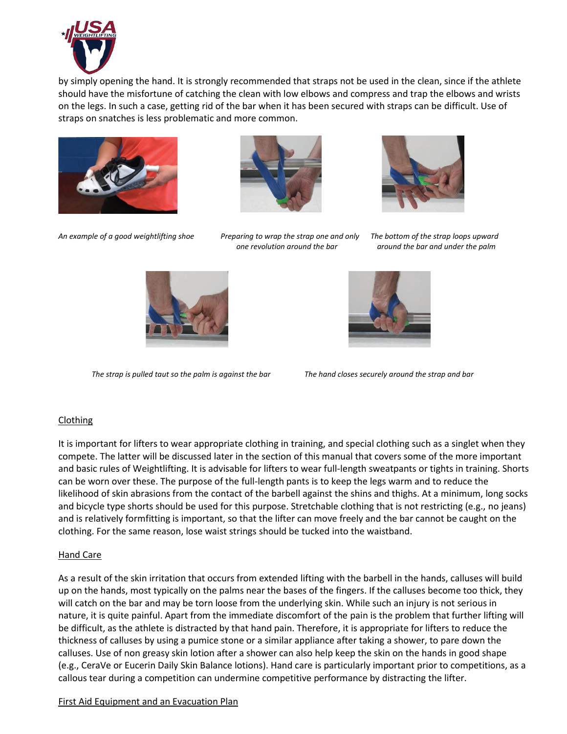by simply opening the hand. It is strongly recommended that straps not be used in the clean, since if the athlete should have the misfortune of catching the clean with low elbows and compress and trap the elbows and wrists on the legs. In such a case, getting rid of the bar when it has been secured with straps can be difficult. Use of straps on snatches is less problematic and more common.

*An example of a good weightlifting shoe*

*Preparing to wrap the strap one and only one revolution around the bar*

*The bottom of the strap loops upward around the bar and under the palm*

*The strap is pulled taut so the palm is against the bar*

*The hand closes securely around the strap and bar*

## Clothing

It is important for lifters to wear appropriate clothing in training, and special clothing such as a singlet when they compete. The latter will be discussed later in the section of this manual that covers some of the more important and basic rules of Weightlifting. It is advisable for lifters to wear full-length sweatpants or tights in training. Shorts can be worn over these. The purpose of the full-length pants is to keep the legs warm and to reduce the likelihood of skin abrasions from the contact of the barbell against the shins and thighs. At a minimum, long socks and bicycle type shorts should be used for this purpose. Stretchable clothing that is not restricting (e.g., no jeans) and is relatively formfitting is important, so that the lifter can move freely and the bar cannot be caught on the clothing. For the same reason, lose waist strings should be tucked into the waistband.

## Hand Care

As a result of the skin irritation that occurs from extended lifting with the barbell in the hands, calluses will build up on the hands, most typically on the palms near the bases of the fingers. If the calluses become too thick, they will catch on the bar and may be torn loose from the underlying skin. While such an injury is not serious in nature, it is quite painful. Apart from the immediate discomfort of the pain is the problem that further lifting will be difficult, as the athlete is distracted by that hand pain. Therefore, it is appropriate for lifters to reduce the thickness of calluses by using a pumice stone or a similar appliance after taking a shower, to pare down the calluses. Use of non greasy skin lotion after a shower can also help keep the skin on the hands in good shape (e.g., CeraVe or Eucerin Daily Skin Balance lotions). Hand care is particularly important prior to competitions, as a callous tear during a competition can undermine competitive performance by distracting the lifter.

## First Aid Equipment and an Evacuation Plan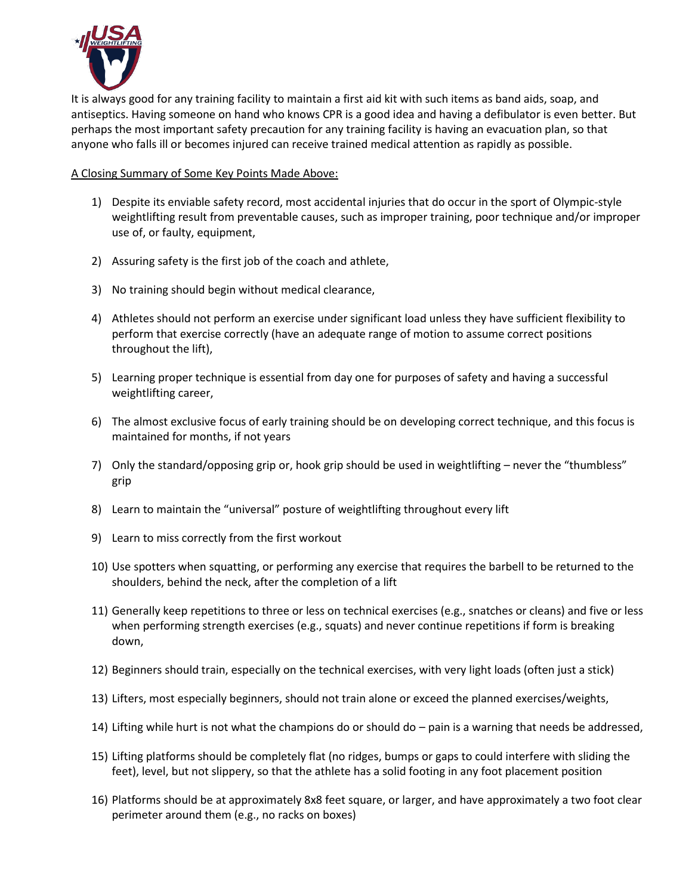It is always good for any training facility to maintain a first aid kit with such items as band aids, soap, and antiseptics. Having someone on hand who knows CPR is a good idea and having a defibulator is even better. But perhaps the most important safety precaution for any training facility is having an evacuation plan, so that anyone who falls ill or becomes injured can receive trained medical attention as rapidly as possible.

<u>A Closing Summary of Some Key Points Made Above:</u>

1) Despite its enviable safety record, most accidental injuries that do occur in the sport of Olympic-style weightlifting result from preventable causes, such as improper training, poor technique and/or improper use of, or faulty, equipment,

2) Assuring safety is the first job of the coach and athlete,

3) No training should begin without medical clearance,

4) Athletes should not perform an exercise under significant load unless they have sufficient flexibility to perform that exercise correctly (have an adequate range of motion to assume correct positions throughout the lift),

5) Learning proper technique is essential from day one for purposes of safety and having a successful weightlifting career,

6) The almost exclusive focus of early training should be on developing correct technique, and this focus is maintained for months, if not years

7) Only the standard/opposing grip or, hook grip should be used in weightlifting – never the "thumbless" grip

8) Learn to maintain the "universal" posture of weightlifting throughout every lift

9) Learn to miss correctly from the first workout

10) Use spotters when squatting, or performing any exercise that requires the barbell to be returned to the shoulders, behind the neck, after the completion of a lift

11) Generally keep repetitions to three or less on technical exercises (e.g., snatches or cleans) and five or less when performing strength exercises (e.g., squats) and never continue repetitions if form is breaking down,

12) Beginners should train, especially on the technical exercises, with very light loads (often just a stick)

13) Lifters, most especially beginners, should not train alone or exceed the planned exercises/weights,

14) Lifting while hurt is not what the champions do or should do – pain is a warning that needs be addressed,

15) Lifting platforms should be completely flat (no ridges, bumps or gaps to could interfere with sliding the feet), level, but not slippery, so that the athlete has a solid footing in any foot placement position

16) Platforms should be at approximately 8x8 feet square, or larger, and have approximately a two foot clear perimeter around them (e.g., no racks on boxes)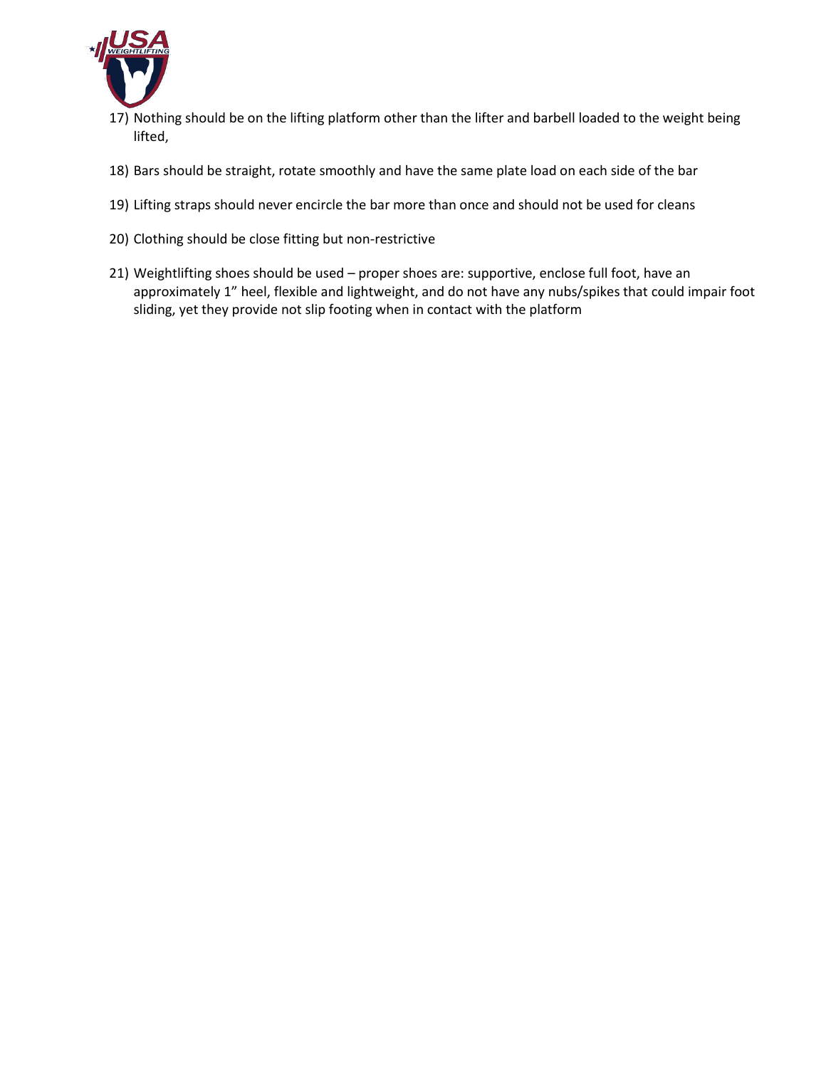17) Nothing should be on the lifting platform other than the lifter and barbell loaded to the weight being lifted,

18) Bars should be straight, rotate smoothly and have the same plate load on each side of the bar

19) Lifting straps should never encircle the bar more than once and should not be used for cleans

20) Clothing should be close fitting but non-restrictive

21) Weightlifting shoes should be used – proper shoes are: supportive, enclose full foot, have an approximately 1" heel, flexible and lightweight, and do not have any nubs/spikes that could impair foot sliding, yet they provide not slip footing when in contact with the platform